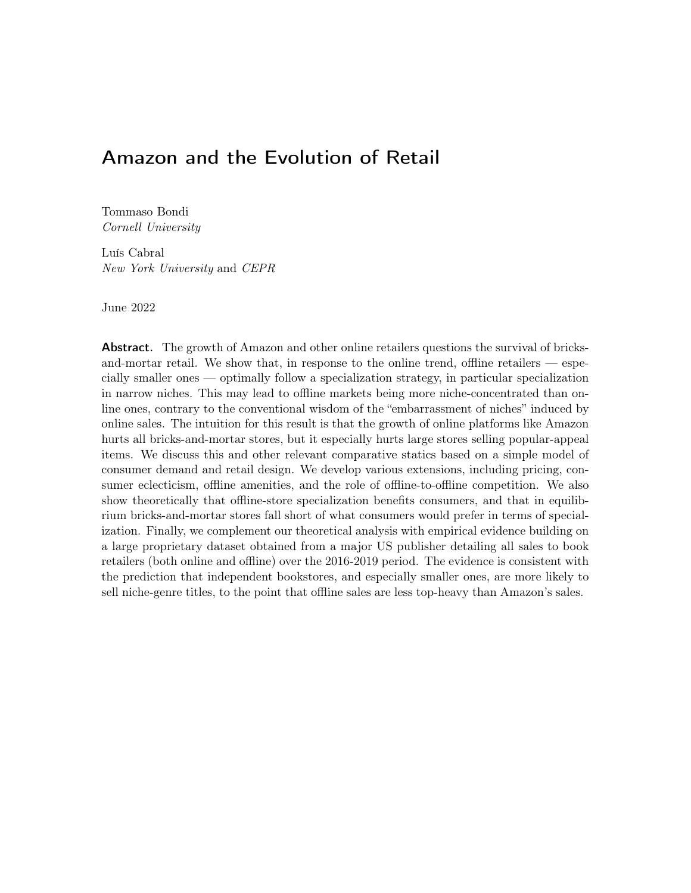# Amazon and the Evolution of Retail

Tommaso Bondi
*Cornell University*

Luís Cabral
*New York University* and *CEPR*

June 2022

**Abstract.** The growth of Amazon and other online retailers questions the survival of bricks-and-mortar retail. We show that, in response to the online trend, offline retailers — especially smaller ones — optimally follow a specialization strategy, in particular specialization in narrow niches. This may lead to offline markets being more niche-concentrated than online ones, contrary to the conventional wisdom of the "embarrassment of niches" induced by online sales. The intuition for this result is that the growth of online platforms like Amazon hurts all bricks-and-mortar stores, but it especially hurts large stores selling popular-appeal items. We discuss this and other relevant comparative statics based on a simple model of consumer demand and retail design. We develop various extensions, including pricing, consumer eclecticism, offline amenities, and the role of offline-to-offline competition. We also show theoretically that offline-store specialization benefits consumers, and that in equilibrium bricks-and-mortar stores fall short of what consumers would prefer in terms of specialization. Finally, we complement our theoretical analysis with empirical evidence building on a large proprietary dataset obtained from a major US publisher detailing all sales to book retailers (both online and offline) over the 2016-2019 period. The evidence is consistent with the prediction that independent bookstores, and especially smaller ones, are more likely to sell niche-genre titles, to the point that offline sales are less top-heavy than Amazon's sales.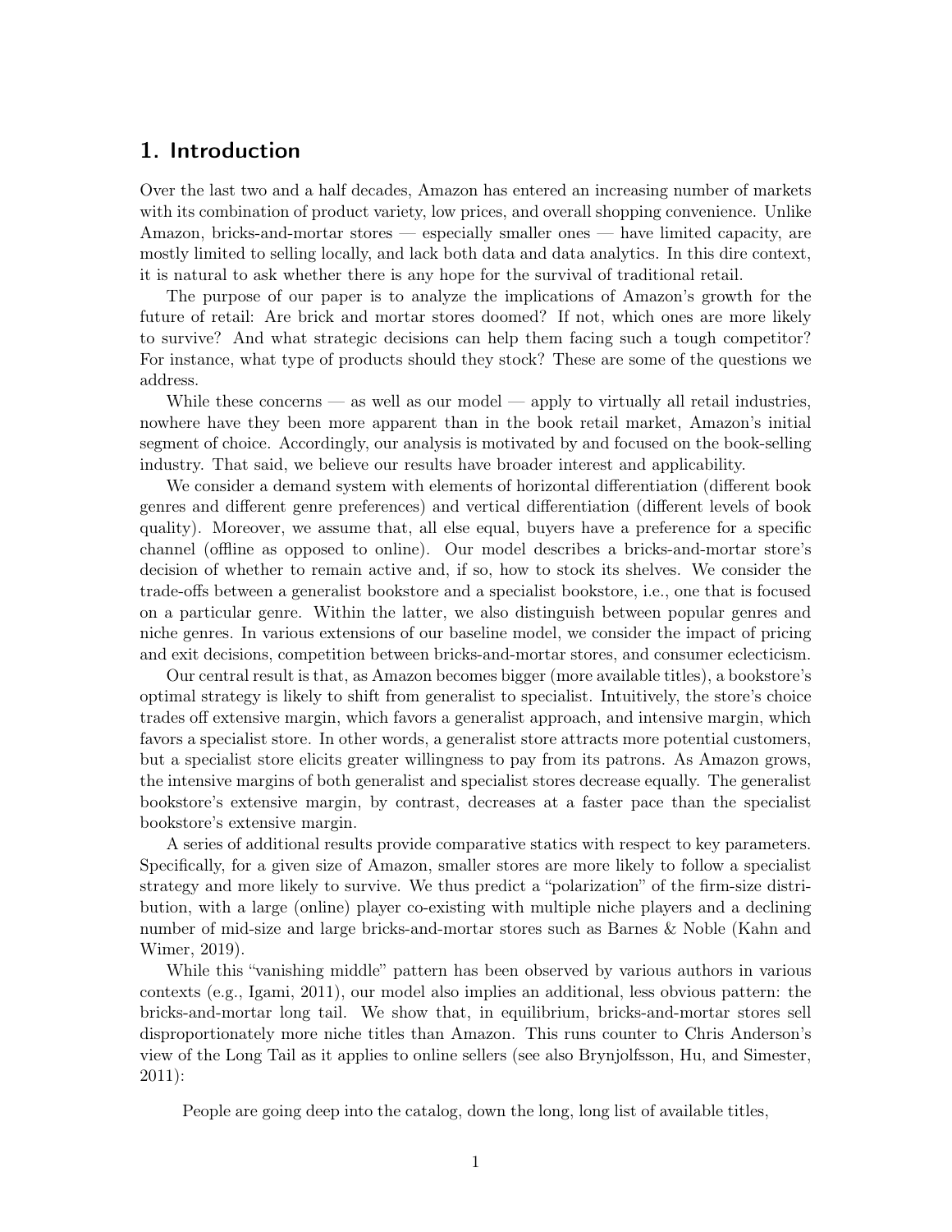## 1. Introduction

Over the last two and a half decades, Amazon has entered an increasing number of markets with its combination of product variety, low prices, and overall shopping convenience. Unlike Amazon, bricks-and-mortar stores — especially smaller ones — have limited capacity, are mostly limited to selling locally, and lack both data and data analytics. In this dire context, it is natural to ask whether there is any hope for the survival of traditional retail.

The purpose of our paper is to analyze the implications of Amazon's growth for the future of retail: Are brick and mortar stores doomed? If not, which ones are more likely to survive? And what strategic decisions can help them facing such a tough competitor? For instance, what type of products should they stock? These are some of the questions we address.

While these concerns — as well as our model — apply to virtually all retail industries, nowhere have they been more apparent than in the book retail market, Amazon's initial segment of choice. Accordingly, our analysis is motivated by and focused on the book-selling industry. That said, we believe our results have broader interest and applicability.

We consider a demand system with elements of horizontal differentiation (different book genres and different genre preferences) and vertical differentiation (different levels of book quality). Moreover, we assume that, all else equal, buyers have a preference for a specific channel (offline as opposed to online). Our model describes a bricks-and-mortar store's decision of whether to remain active and, if so, how to stock its shelves. We consider the trade-offs between a generalist bookstore and a specialist bookstore, i.e., one that is focused on a particular genre. Within the latter, we also distinguish between popular genres and niche genres. In various extensions of our baseline model, we consider the impact of pricing and exit decisions, competition between bricks-and-mortar stores, and consumer eclecticism.

Our central result is that, as Amazon becomes bigger (more available titles), a bookstore's optimal strategy is likely to shift from generalist to specialist. Intuitively, the store's choice trades off extensive margin, which favors a generalist approach, and intensive margin, which favors a specialist store. In other words, a generalist store attracts more potential customers, but a specialist store elicits greater willingness to pay from its patrons. As Amazon grows, the intensive margins of both generalist and specialist stores decrease equally. The generalist bookstore's extensive margin, by contrast, decreases at a faster pace than the specialist bookstore's extensive margin.

A series of additional results provide comparative statics with respect to key parameters. Specifically, for a given size of Amazon, smaller stores are more likely to follow a specialist strategy and more likely to survive. We thus predict a "polarization" of the firm-size distribution, with a large (online) player co-existing with multiple niche players and a declining number of mid-size and large bricks-and-mortar stores such as Barnes & Noble (Kahn and Wimer, 2019).

While this "vanishing middle" pattern has been observed by various authors in various contexts (e.g., Igami, 2011), our model also implies an additional, less obvious pattern: the bricks-and-mortar long tail. We show that, in equilibrium, bricks-and-mortar stores sell disproportionately more niche titles than Amazon. This runs counter to Chris Anderson's view of the Long Tail as it applies to online sellers (see also Brynjolfsson, Hu, and Simester, 2011):

> People are going deep into the catalog, down the long, long list of available titles,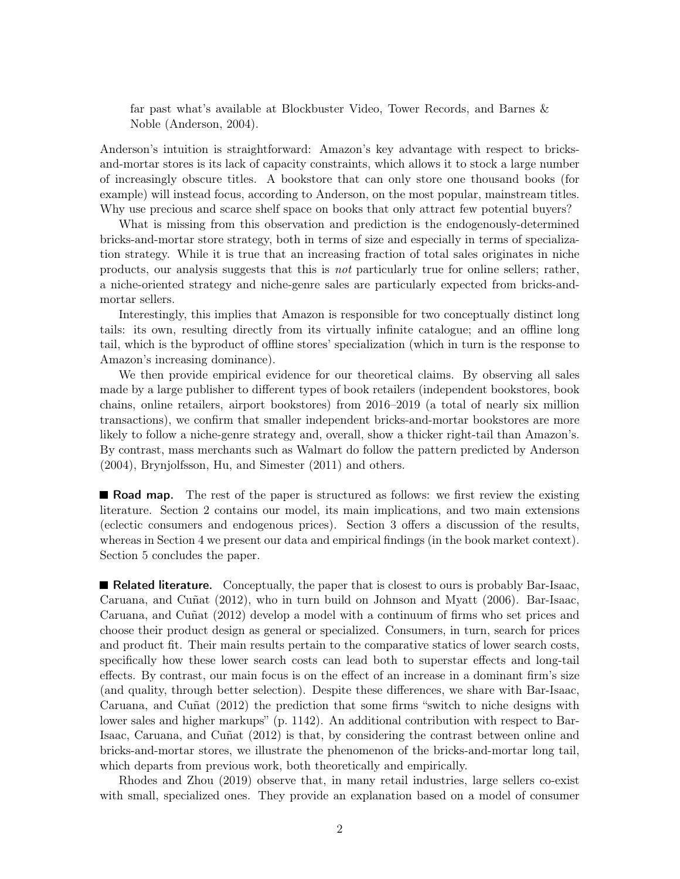> far past what's available at Blockbuster Video, Tower Records, and Barnes & Noble (Anderson, 2004).

Anderson's intuition is straightforward: Amazon's key advantage with respect to bricks-and-mortar stores is its lack of capacity constraints, which allows it to stock a large number of increasingly obscure titles. A bookstore that can only store one thousand books (for example) will instead focus, according to Anderson, on the most popular, mainstream titles. Why use precious and scarce shelf space on books that only attract few potential buyers?

What is missing from this observation and prediction is the endogenously-determined bricks-and-mortar store strategy, both in terms of size and especially in terms of specialization strategy. While it is true that an increasing fraction of total sales originates in niche products, our analysis suggests that this is *not* particularly true for online sellers; rather, a niche-oriented strategy and niche-genre sales are particularly expected from bricks-and-mortar sellers.

Interestingly, this implies that Amazon is responsible for two conceptually distinct long tails: its own, resulting directly from its virtually infinite catalogue; and an offline long tail, which is the byproduct of offline stores' specialization (which in turn is the response to Amazon's increasing dominance).

We then provide empirical evidence for our theoretical claims. By observing all sales made by a large publisher to different types of book retailers (independent bookstores, book chains, online retailers, airport bookstores) from 2016–2019 (a total of nearly six million transactions), we confirm that smaller independent bricks-and-mortar bookstores are more likely to follow a niche-genre strategy and, overall, show a thicker right-tail than Amazon's. By contrast, mass merchants such as Walmart do follow the pattern predicted by Anderson (2004), Brynjolfsson, Hu, and Simester (2011) and others.

■ **Road map.** The rest of the paper is structured as follows: we first review the existing literature. Section 2 contains our model, its main implications, and two main extensions (eclectic consumers and endogenous prices). Section 3 offers a discussion of the results, whereas in Section 4 we present our data and empirical findings (in the book market context). Section 5 concludes the paper.

■ **Related literature.** Conceptually, the paper that is closest to ours is probably Bar-Isaac, Caruana, and Cuñat (2012), who in turn build on Johnson and Myatt (2006). Bar-Isaac, Caruana, and Cuñat (2012) develop a model with a continuum of firms who set prices and choose their product design as general or specialized. Consumers, in turn, search for prices and product fit. Their main results pertain to the comparative statics of lower search costs, specifically how these lower search costs can lead both to superstar effects and long-tail effects. By contrast, our main focus is on the effect of an increase in a dominant firm's size (and quality, through better selection). Despite these differences, we share with Bar-Isaac, Caruana, and Cuñat (2012) the prediction that some firms "switch to niche designs with lower sales and higher markups" (p. 1142). An additional contribution with respect to Bar-Isaac, Caruana, and Cuñat (2012) is that, by considering the contrast between online and bricks-and-mortar stores, we illustrate the phenomenon of the bricks-and-mortar long tail, which departs from previous work, both theoretically and empirically.

Rhodes and Zhou (2019) observe that, in many retail industries, large sellers co-exist with small, specialized ones. They provide an explanation based on a model of consumer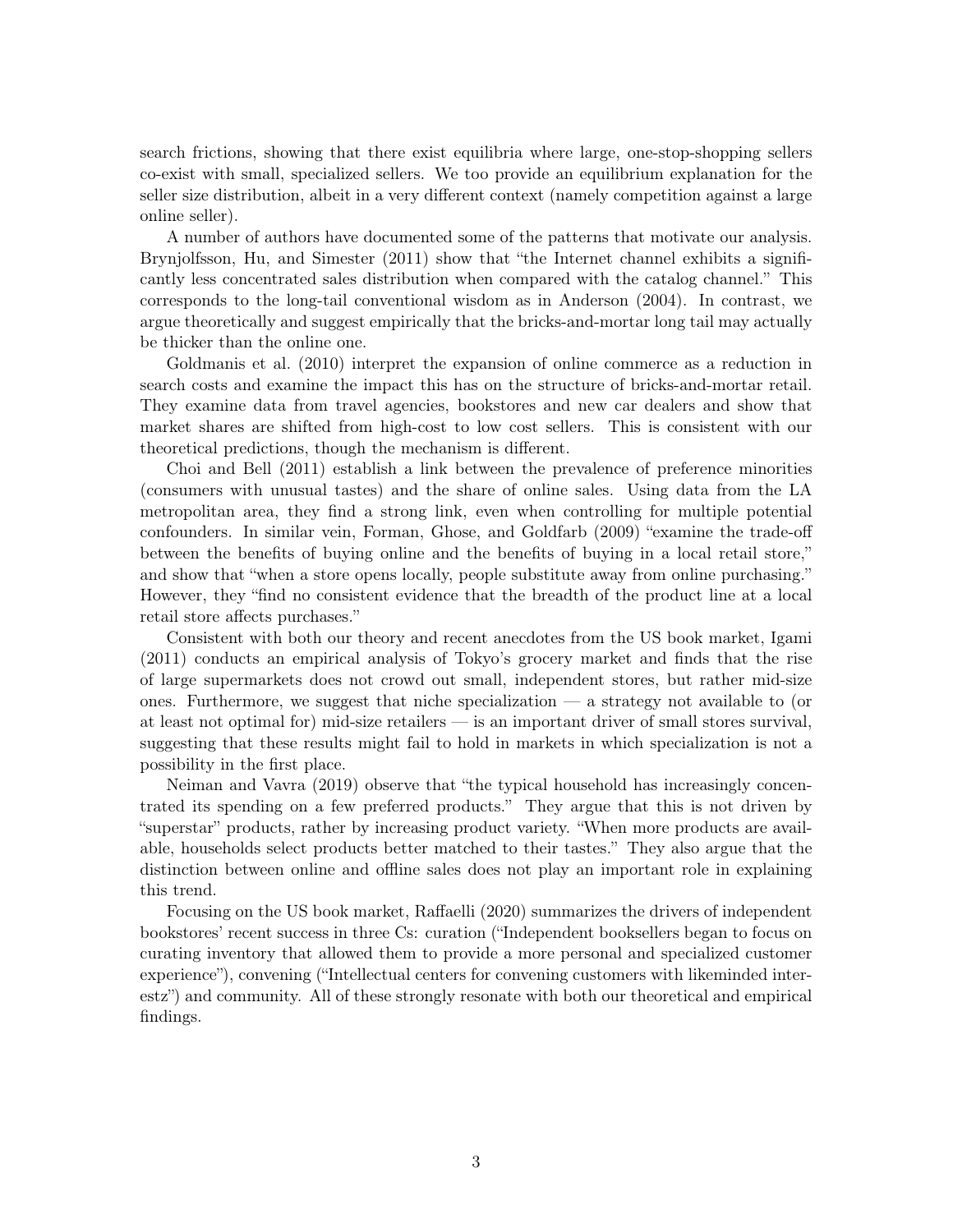search frictions, showing that there exist equilibria where large, one-stop-shopping sellers co-exist with small, specialized sellers. We too provide an equilibrium explanation for the seller size distribution, albeit in a very different context (namely competition against a large online seller).

A number of authors have documented some of the patterns that motivate our analysis. Brynjolfsson, Hu, and Simester (2011) show that "the Internet channel exhibits a significantly less concentrated sales distribution when compared with the catalog channel." This corresponds to the long-tail conventional wisdom as in Anderson (2004). In contrast, we argue theoretically and suggest empirically that the bricks-and-mortar long tail may actually be thicker than the online one.

Goldmanis et al. (2010) interpret the expansion of online commerce as a reduction in search costs and examine the impact this has on the structure of bricks-and-mortar retail. They examine data from travel agencies, bookstores and new car dealers and show that market shares are shifted from high-cost to low cost sellers. This is consistent with our theoretical predictions, though the mechanism is different.

Choi and Bell (2011) establish a link between the prevalence of preference minorities (consumers with unusual tastes) and the share of online sales. Using data from the LA metropolitan area, they find a strong link, even when controlling for multiple potential confounders. In similar vein, Forman, Ghose, and Goldfarb (2009) "examine the trade-off between the benefits of buying online and the benefits of buying in a local retail store," and show that "when a store opens locally, people substitute away from online purchasing." However, they "find no consistent evidence that the breadth of the product line at a local retail store affects purchases."

Consistent with both our theory and recent anecdotes from the US book market, Igami (2011) conducts an empirical analysis of Tokyo's grocery market and finds that the rise of large supermarkets does not crowd out small, independent stores, but rather mid-size ones. Furthermore, we suggest that niche specialization — a strategy not available to (or at least not optimal for) mid-size retailers — is an important driver of small stores survival, suggesting that these results might fail to hold in markets in which specialization is not a possibility in the first place.

Neiman and Vavra (2019) observe that "the typical household has increasingly concentrated its spending on a few preferred products." They argue that this is not driven by "superstar" products, rather by increasing product variety. "When more products are available, households select products better matched to their tastes." They also argue that the distinction between online and offline sales does not play an important role in explaining this trend.

Focusing on the US book market, Raffaelli (2020) summarizes the drivers of independent bookstores' recent success in three Cs: curation ("Independent booksellers began to focus on curating inventory that allowed them to provide a more personal and specialized customer experience"), convening ("Intellectual centers for convening customers with likeminded interestz") and community. All of these strongly resonate with both our theoretical and empirical findings.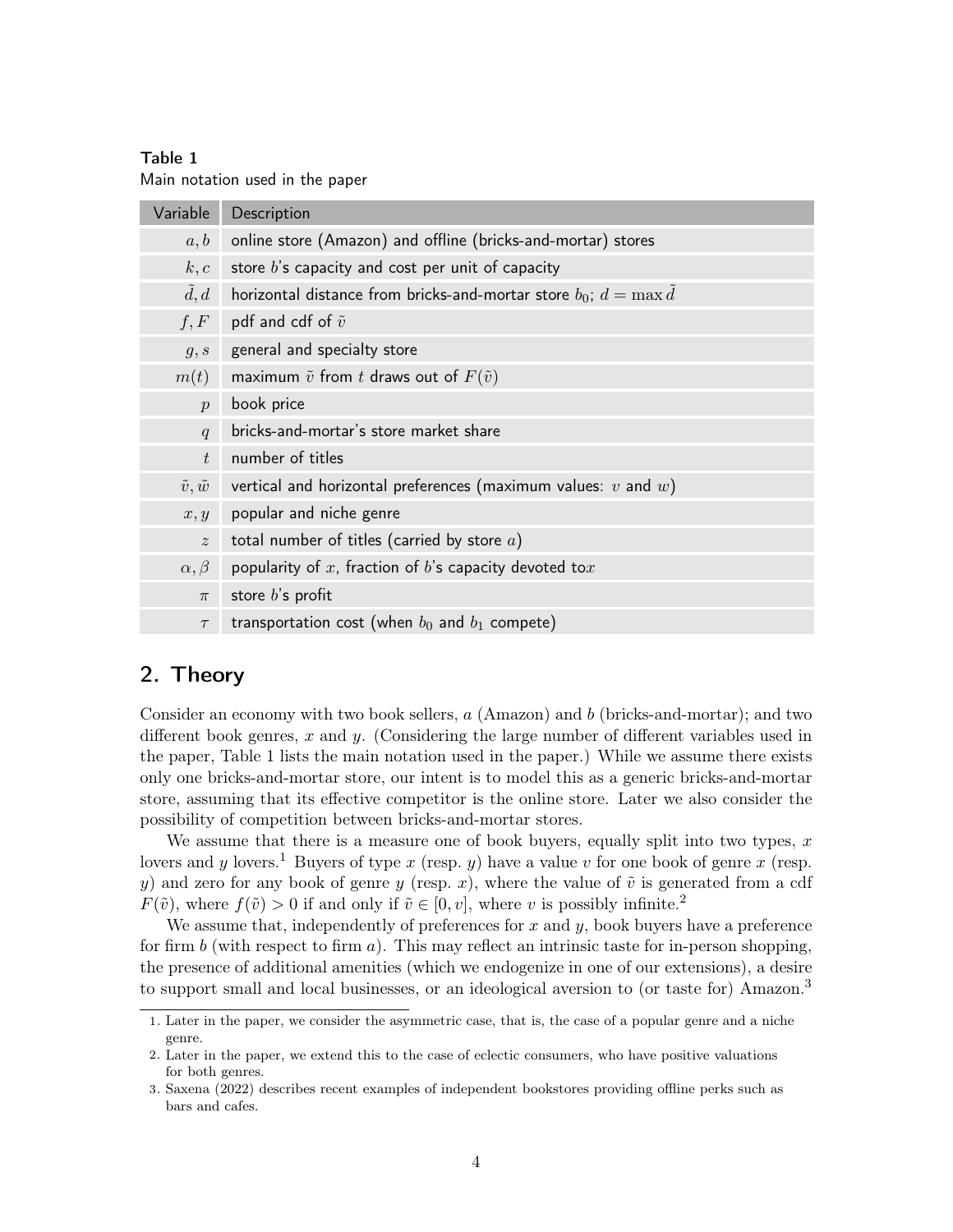**Table 1**
Main notation used in the paper

| Variable | Description |
|---|---|
| $a, b$ | online store (Amazon) and offline (bricks-and-mortar) stores |
| $k, c$ | store $b$'s capacity and cost per unit of capacity |
| $\tilde{d}, d$ | horizontal distance from bricks-and-mortar store $b_0$; $d = \max \tilde{d}$ |
| $f, F$ | pdf and cdf of $\tilde{v}$ |
| $g, s$ | general and specialty store |
| $m(t)$ | maximum $\tilde{v}$ from $t$ draws out of $F(\tilde{v})$ |
| $p$ | book price |
| $q$ | bricks-and-mortar's store market share |
| $t$ | number of titles |
| $\tilde{v}, \tilde{w}$ | vertical and horizontal preferences (maximum values: $v$ and $w$) |
| $x, y$ | popular and niche genre |
| $z$ | total number of titles (carried by store $a$) |
| $\alpha, \beta$ | popularity of $x$, fraction of $b$'s capacity devoted to$x$ |
| $\pi$ | store $b$'s profit |
| $\tau$ | transportation cost (when $b_0$ and $b_1$ compete) |

## 2. Theory

Consider an economy with two book sellers, $a$ (Amazon) and $b$ (bricks-and-mortar); and two different book genres, $x$ and $y$. (Considering the large number of different variables used in the paper, Table 1 lists the main notation used in the paper.) While we assume there exists only one bricks-and-mortar store, our intent is to model this as a generic bricks-and-mortar store, assuming that its effective competitor is the online store. Later we also consider the possibility of competition between bricks-and-mortar stores.

We assume that there is a measure one of book buyers, equally split into two types, $x$ lovers and $y$ lovers.[1] Buyers of type $x$ (resp. $y$) have a value $v$ for one book of genre $x$ (resp. $y$) and zero for any book of genre $y$ (resp. $x$), where the value of $\tilde{v}$ is generated from a cdf $F(\tilde{v})$, where $f(\tilde{v}) > 0$ if and only if $\tilde{v} \in [0, v]$, where $v$ is possibly infinite.[2]

We assume that, independently of preferences for $x$ and $y$, book buyers have a preference for firm $b$ (with respect to firm $a$). This may reflect an intrinsic taste for in-person shopping, the presence of additional amenities (which we endogenize in one of our extensions), a desire to support small and local businesses, or an ideological aversion to (or taste for) Amazon.[3]

1. Later in the paper, we consider the asymmetric case, that is, the case of a popular genre and a niche genre.
2. Later in the paper, we extend this to the case of eclectic consumers, who have positive valuations for both genres.
3. Saxena (2022) describes recent examples of independent bookstores providing offline perks such as bars and cafes.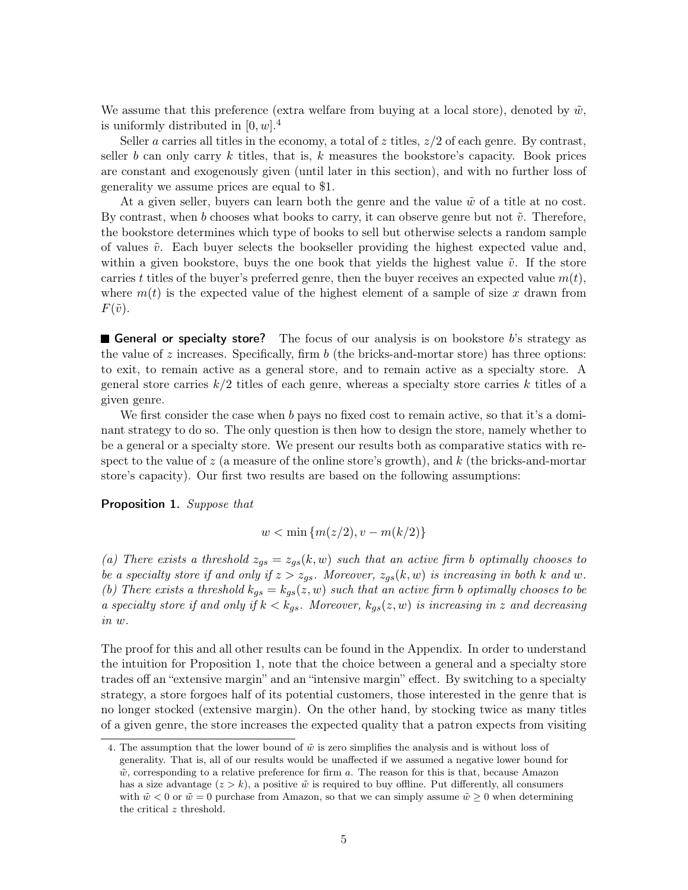We assume that this preference (extra welfare from buying at a local store), denoted by $\tilde{w}$, is uniformly distributed in $[0, w]$.[4]

Seller $a$ carries all titles in the economy, a total of $z$ titles, $z/2$ of each genre. By contrast, seller $b$ can only carry $k$ titles, that is, $k$ measures the bookstore's capacity. Book prices are constant and exogenously given (until later in this section), and with no further loss of generality we assume prices are equal to \$1.

At a given seller, buyers can learn both the genre and the value $\tilde{w}$ of a title at no cost. By contrast, when $b$ chooses what books to carry, it can observe genre but not $\tilde{v}$. Therefore, the bookstore determines which type of books to sell but otherwise selects a random sample of values $\tilde{v}$. Each buyer selects the bookseller providing the highest expected value and, within a given bookstore, buys the one book that yields the highest value $\tilde{v}$. If the store carries $t$ titles of the buyer's preferred genre, then the buyer receives an expected value $m(t)$, where $m(t)$ is the expected value of the highest element of a sample of size $x$ drawn from $F(\tilde{v})$.

**General or specialty store?** The focus of our analysis is on bookstore $b$'s strategy as the value of $z$ increases. Specifically, firm $b$ (the bricks-and-mortar store) has three options: to exit, to remain active as a general store, and to remain active as a specialty store. A general store carries $k/2$ titles of each genre, whereas a specialty store carries $k$ titles of a given genre.

We first consider the case when $b$ pays no fixed cost to remain active, so that it's a dominant strategy to do so. The only question is then how to design the store, namely whether to be a general or a specialty store. We present our results both as comparative statics with respect to the value of $z$ (a measure of the online store's growth), and $k$ (the bricks-and-mortar store's capacity). Our first two results are based on the following assumptions:

**Proposition 1.** *Suppose that*

$$w < \min \{m(z/2), v - m(k/2)\}$$

*(a) There exists a threshold $z_{gs} = z_{gs}(k, w)$ such that an active firm $b$ optimally chooses to be a specialty store if and only if $z > z_{gs}$. Moreover, $z_{gs}(k, w)$ is increasing in both $k$ and $w$.*
*(b) There exists a threshold $k_{gs} = k_{gs}(z, w)$ such that an active firm $b$ optimally chooses to be a specialty store if and only if $k < k_{gs}$. Moreover, $k_{gs}(z, w)$ is increasing in $z$ and decreasing in $w$.*

The proof for this and all other results can be found in the Appendix. In order to understand the intuition for Proposition 1, note that the choice between a general and a specialty store trades off an "extensive margin" and an "intensive margin" effect. By switching to a specialty strategy, a store forgoes half of its potential customers, those interested in the genre that is no longer stocked (extensive margin). On the other hand, by stocking twice as many titles of a given genre, the store increases the expected quality that a patron expects from visiting

4. The assumption that the lower bound of $\tilde{w}$ is zero simplifies the analysis and is without loss of generality. That is, all of our results would be unaffected if we assumed a negative lower bound for $\tilde{w}$, corresponding to a relative preference for firm $a$. The reason for this is that, because Amazon has a size advantage ($z > k$), a positive $\tilde{w}$ is required to buy offline. Put differently, all consumers with $\tilde{w} < 0$ or $\tilde{w} = 0$ purchase from Amazon, so that we can simply assume $\tilde{w} \geq 0$ when determining the critical $z$ threshold.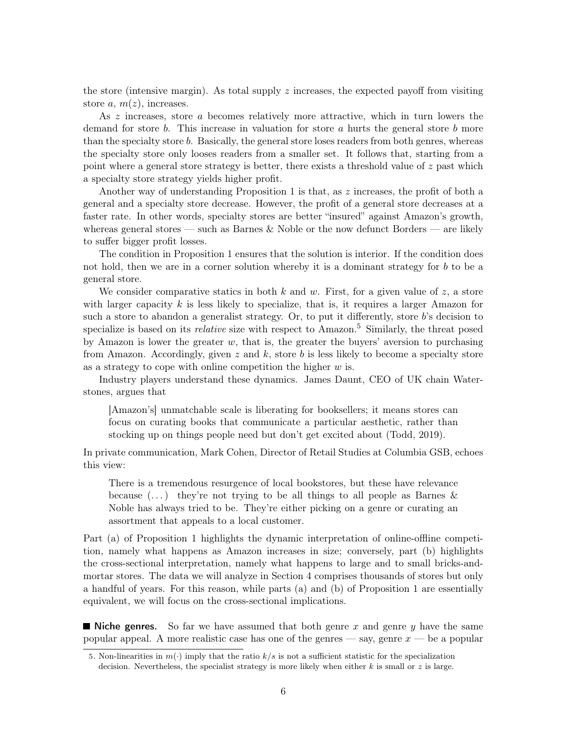the store (intensive margin). As total supply $z$ increases, the expected payoff from visiting store $a$, $m(z)$, increases.

As $z$ increases, store $a$ becomes relatively more attractive, which in turn lowers the demand for store $b$. This increase in valuation for store $a$ hurts the general store $b$ more than the specialty store $b$. Basically, the general store loses readers from both genres, whereas the specialty store only looses readers from a smaller set. It follows that, starting from a point where a general store strategy is better, there exists a threshold value of $z$ past which a specialty store strategy yields higher profit.

Another way of understanding Proposition 1 is that, as $z$ increases, the profit of both a general and a specialty store decrease. However, the profit of a general store decreases at a faster rate. In other words, specialty stores are better "insured" against Amazon's growth, whereas general stores — such as Barnes & Noble or the now defunct Borders — are likely to suffer bigger profit losses.

The condition in Proposition 1 ensures that the solution is interior. If the condition does not hold, then we are in a corner solution whereby it is a dominant strategy for $b$ to be a general store.

We consider comparative statics in both $k$ and $w$. First, for a given value of $z$, a store with larger capacity $k$ is less likely to specialize, that is, it requires a larger Amazon for such a store to abandon a generalist strategy. Or, to put it differently, store $b$'s decision to specialize is based on its *relative* size with respect to Amazon.[5] Similarly, the threat posed by Amazon is lower the greater $w$, that is, the greater the buyers' aversion to purchasing from Amazon. Accordingly, given $z$ and $k$, store $b$ is less likely to become a specialty store as a strategy to cope with online competition the higher $w$ is.

Industry players understand these dynamics. James Daunt, CEO of UK chain Waterstones, argues that

> [Amazon's] unmatchable scale is liberating for booksellers; it means stores can focus on curating books that communicate a particular aesthetic, rather than stocking up on things people need but don't get excited about (Todd, 2019).

In private communication, Mark Cohen, Director of Retail Studies at Columbia GSB, echoes this view:

> There is a tremendous resurgence of local bookstores, but these have relevance because (...) they're not trying to be all things to all people as Barnes & Noble has always tried to be. They're either picking on a genre or curating an assortment that appeals to a local customer.

Part (a) of Proposition 1 highlights the dynamic interpretation of online-offline competition, namely what happens as Amazon increases in size; conversely, part (b) highlights the cross-sectional interpretation, namely what happens to large and to small bricks-and-mortar stores. The data we will analyze in Section 4 comprises thousands of stores but only a handful of years. For this reason, while parts (a) and (b) of Proposition 1 are essentially equivalent, we will focus on the cross-sectional implications.

**Niche genres.** So far we have assumed that both genre $x$ and genre $y$ have the same popular appeal. A more realistic case has one of the genres — say, genre $x$ — be a popular

5. Non-linearities in $m(\cdot)$ imply that the ratio $k/s$ is not a sufficient statistic for the specialization decision. Nevertheless, the specialist strategy is more likely when either $k$ is small or $z$ is large.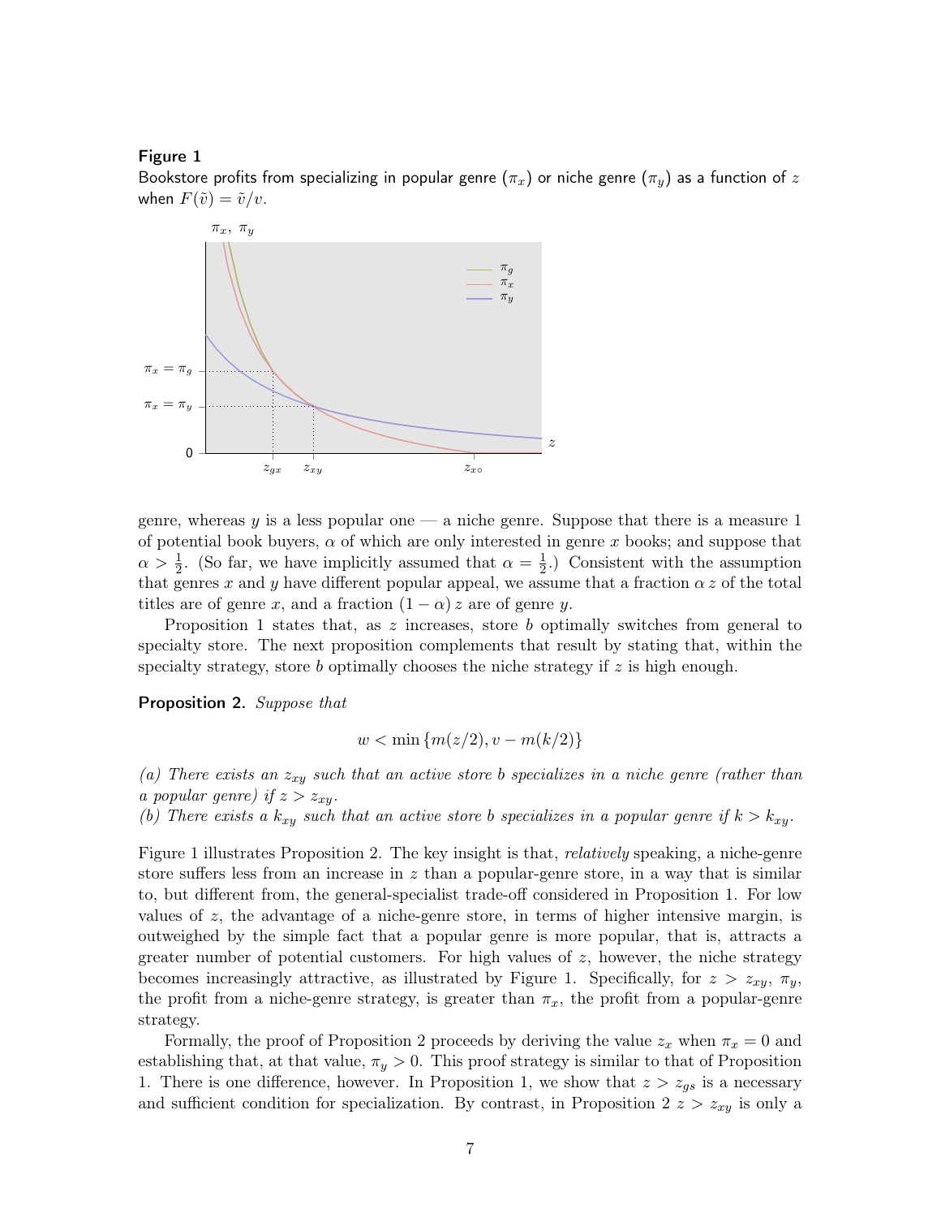**Figure 1**

Bookstore profits from specializing in popular genre ($\pi_x$) or niche genre ($\pi_y$) as a function of $z$ when $F(\tilde{v}) = \tilde{v}/v$.

genre, whereas $y$ is a less popular one — a niche genre. Suppose that there is a measure 1 of potential book buyers, $\alpha$ of which are only interested in genre $x$ books; and suppose that $\alpha > \frac{1}{2}$. (So far, we have implicitly assumed that $\alpha = \frac{1}{2}$.) Consistent with the assumption that genres $x$ and $y$ have different popular appeal, we assume that a fraction $\alpha\, z$ of the total titles are of genre $x$, and a fraction $(1-\alpha)\, z$ are of genre $y$.

Proposition 1 states that, as $z$ increases, store $b$ optimally switches from general to specialty store. The next proposition complements that result by stating that, within the specialty strategy, store $b$ optimally chooses the niche strategy if $z$ is high enough.

**Proposition 2.** *Suppose that*

$$w < \min\{m(z/2), v - m(k/2)\}$$

*(a) There exists an $z_{xy}$ such that an active store $b$ specializes in a niche genre (rather than a popular genre) if $z > z_{xy}$.*
*(b) There exists a $k_{xy}$ such that an active store $b$ specializes in a popular genre if $k > k_{xy}$.*

Figure 1 illustrates Proposition 2. The key insight is that, *relatively* speaking, a niche-genre store suffers less from an increase in $z$ than a popular-genre store, in a way that is similar to, but different from, the general-specialist trade-off considered in Proposition 1. For low values of $z$, the advantage of a niche-genre store, in terms of higher intensive margin, is outweighed by the simple fact that a popular genre is more popular, that is, attracts a greater number of potential customers. For high values of $z$, however, the niche strategy becomes increasingly attractive, as illustrated by Figure 1. Specifically, for $z > z_{xy}$, $\pi_y$, the profit from a niche-genre strategy, is greater than $\pi_x$, the profit from a popular-genre strategy.

Formally, the proof of Proposition 2 proceeds by deriving the value $z_x$ when $\pi_x = 0$ and establishing that, at that value, $\pi_y > 0$. This proof strategy is similar to that of Proposition 1. There is one difference, however. In Proposition 1, we show that $z > z_{gs}$ is a necessary and sufficient condition for specialization. By contrast, in Proposition 2 $z > z_{xy}$ is only a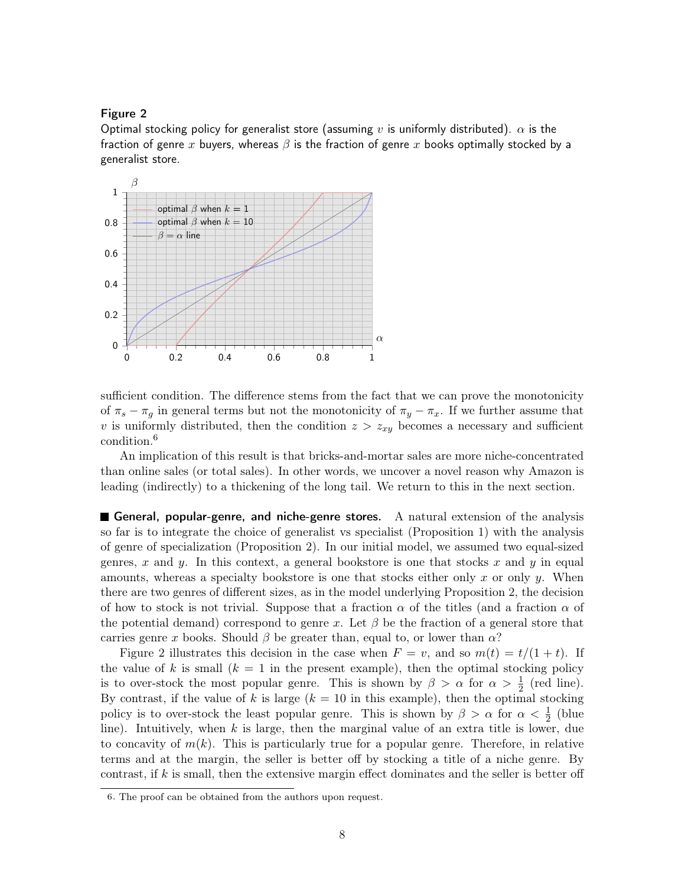Figure 2

Optimal stocking policy for generalist store (assuming $v$ is uniformly distributed). $\alpha$ is the fraction of genre $x$ buyers, whereas $\beta$ is the fraction of genre $x$ books optimally stocked by a generalist store.

sufficient condition. The difference stems from the fact that we can prove the monotonicity of $\pi_s - \pi_g$ in general terms but not the monotonicity of $\pi_y - \pi_x$. If we further assume that $v$ is uniformly distributed, then the condition $z > z_{xy}$ becomes a necessary and sufficient condition.[6]

An implication of this result is that bricks-and-mortar sales are more niche-concentrated than online sales (or total sales). In other words, we uncover a novel reason why Amazon is leading (indirectly) to a thickening of the long tail. We return to this in the next section.

**General, popular-genre, and niche-genre stores.** A natural extension of the analysis so far is to integrate the choice of generalist vs specialist (Proposition 1) with the analysis of genre of specialization (Proposition 2). In our initial model, we assumed two equal-sized genres, $x$ and $y$. In this context, a general bookstore is one that stocks $x$ and $y$ in equal amounts, whereas a specialty bookstore is one that stocks either only $x$ or only $y$. When there are two genres of different sizes, as in the model underlying Proposition 2, the decision of how to stock is not trivial. Suppose that a fraction $\alpha$ of the titles (and a fraction $\alpha$ of the potential demand) correspond to genre $x$. Let $\beta$ be the fraction of a general store that carries genre $x$ books. Should $\beta$ be greater than, equal to, or lower than $\alpha$?

Figure 2 illustrates this decision in the case when $F = v$, and so $m(t) = t/(1+t)$. If the value of $k$ is small ($k = 1$ in the present example), then the optimal stocking policy is to over-stock the most popular genre. This is shown by $\beta > \alpha$ for $\alpha > \frac{1}{2}$ (red line). By contrast, if the value of $k$ is large ($k = 10$ in this example), then the optimal stocking policy is to over-stock the least popular genre. This is shown by $\beta > \alpha$ for $\alpha < \frac{1}{2}$ (blue line). Intuitively, when $k$ is large, then the marginal value of an extra title is lower, due to concavity of $m(k)$. This is particularly true for a popular genre. Therefore, in relative terms and at the margin, the seller is better off by stocking a title of a niche genre. By contrast, if $k$ is small, then the extensive margin effect dominates and the seller is better off

6. The proof can be obtained from the authors upon request.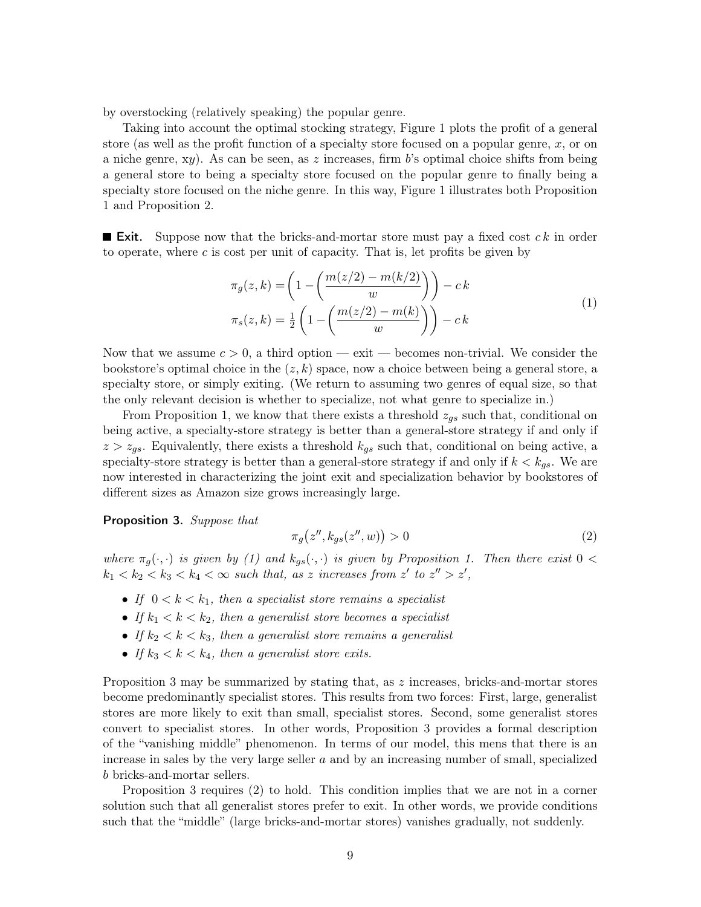by overstocking (relatively speaking) the popular genre.

Taking into account the optimal stocking strategy, Figure 1 plots the profit of a general store (as well as the profit function of a specialty store focused on a popular genre, $x$, or on a niche genre, x$y$). As can be seen, as $z$ increases, firm $b$'s optimal choice shifts from being a general store to being a specialty store focused on the popular genre to finally being a specialty store focused on the niche genre. In this way, Figure 1 illustrates both Proposition 1 and Proposition 2.

**Exit.** Suppose now that the bricks-and-mortar store must pay a fixed cost $c\,k$ in order to operate, where $c$ is cost per unit of capacity. That is, let profits be given by

$$
\begin{aligned}
\pi_g(z,k) &= \left(1 - \left(\frac{m(z/2) - m(k/2)}{w}\right)\right) - c\,k \\
\pi_s(z,k) &= \tfrac{1}{2}\left(1 - \left(\frac{m(z/2) - m(k)}{w}\right)\right) - c\,k
\end{aligned}
\tag{1}
$$

Now that we assume $c > 0$, a third option — exit — becomes non-trivial. We consider the bookstore's optimal choice in the $(z, k)$ space, now a choice between being a general store, a specialty store, or simply exiting. (We return to assuming two genres of equal size, so that the only relevant decision is whether to specialize, not what genre to specialize in.)

From Proposition 1, we know that there exists a threshold $z_{gs}$ such that, conditional on being active, a specialty-store strategy is better than a general-store strategy if and only if $z > z_{gs}$. Equivalently, there exists a threshold $k_{gs}$ such that, conditional on being active, a specialty-store strategy is better than a general-store strategy if and only if $k < k_{gs}$. We are now interested in characterizing the joint exit and specialization behavior by bookstores of different sizes as Amazon size grows increasingly large.

**Proposition 3.** *Suppose that*

$$
\pi_g\big(z'', k_{gs}(z'', w)\big) > 0 \tag{2}
$$

*where $\pi_g(\cdot,\cdot)$ is given by (1) and $k_{gs}(\cdot,\cdot)$ is given by Proposition 1. Then there exist $0 < k_1 < k_2 < k_3 < k_4 < \infty$ such that, as $z$ increases from $z'$ to $z'' > z'$,*

- *If $0 < k < k_1$, then a specialist store remains a specialist*
- *If $k_1 < k < k_2$, then a generalist store becomes a specialist*
- *If $k_2 < k < k_3$, then a generalist store remains a generalist*
- *If $k_3 < k < k_4$, then a generalist store exits.*

Proposition 3 may be summarized by stating that, as $z$ increases, bricks-and-mortar stores become predominantly specialist stores. This results from two forces: First, large, generalist stores are more likely to exit than small, specialist stores. Second, some generalist stores convert to specialist stores. In other words, Proposition 3 provides a formal description of the "vanishing middle" phenomenon. In terms of our model, this mens that there is an increase in sales by the very large seller $a$ and by an increasing number of small, specialized $b$ bricks-and-mortar sellers.

Proposition 3 requires (2) to hold. This condition implies that we are not in a corner solution such that all generalist stores prefer to exit. In other words, we provide conditions such that the "middle" (large bricks-and-mortar stores) vanishes gradually, not suddenly.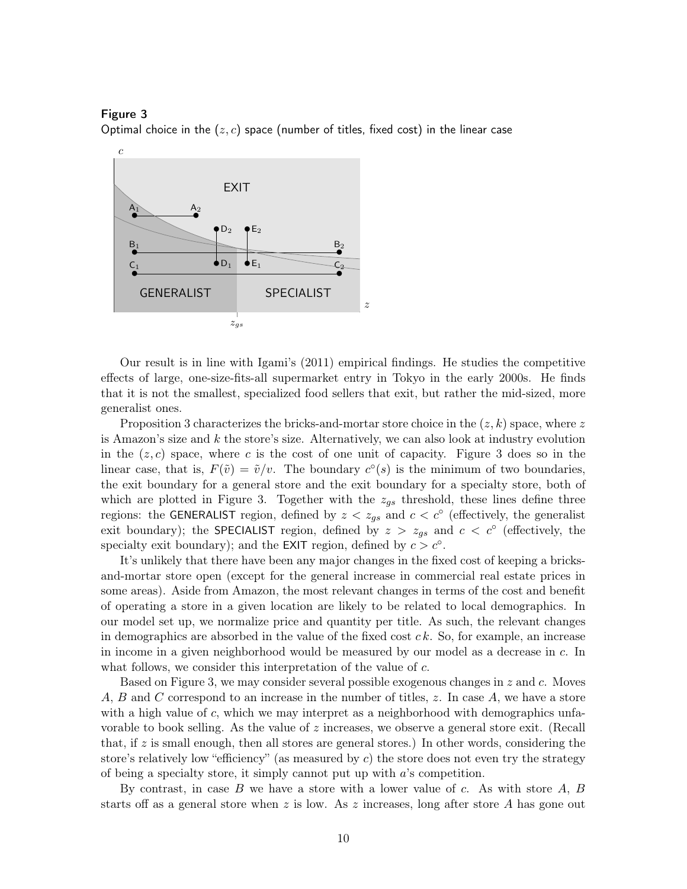**Figure 3**

Optimal choice in the $(z, c)$ space (number of titles, fixed cost) in the linear case

Our result is in line with Igami's (2011) empirical findings. He studies the competitive effects of large, one-size-fits-all supermarket entry in Tokyo in the early 2000s. He finds that it is not the smallest, specialized food sellers that exit, but rather the mid-sized, more generalist ones.

Proposition 3 characterizes the bricks-and-mortar store choice in the $(z, k)$ space, where $z$ is Amazon's size and $k$ the store's size. Alternatively, we can also look at industry evolution in the $(z, c)$ space, where $c$ is the cost of one unit of capacity. Figure 3 does so in the linear case, that is, $F(\tilde{v}) = \tilde{v}/v$. The boundary $c^\circ(s)$ is the minimum of two boundaries, the exit boundary for a general store and the exit boundary for a specialty store, both of which are plotted in Figure 3. Together with the $z_{gs}$ threshold, these lines define three regions: the GENERALIST region, defined by $z < z_{gs}$ and $c < c^\circ$ (effectively, the generalist exit boundary); the SPECIALIST region, defined by $z > z_{gs}$ and $c < c^\circ$ (effectively, the specialty exit boundary); and the EXIT region, defined by $c > c^\circ$.

It's unlikely that there have been any major changes in the fixed cost of keeping a bricks-and-mortar store open (except for the general increase in commercial real estate prices in some areas). Aside from Amazon, the most relevant changes in terms of the cost and benefit of operating a store in a given location are likely to be related to local demographics. In our model set up, we normalize price and quantity per title. As such, the relevant changes in demographics are absorbed in the value of the fixed cost $c\,k$. So, for example, an increase in income in a given neighborhood would be measured by our model as a decrease in $c$. In what follows, we consider this interpretation of the value of $c$.

Based on Figure 3, we may consider several possible exogenous changes in $z$ and $c$. Moves $A$, $B$ and $C$ correspond to an increase in the number of titles, $z$. In case $A$, we have a store with a high value of $c$, which we may interpret as a neighborhood with demographics unfavorable to book selling. As the value of $z$ increases, we observe a general store exit. (Recall that, if $z$ is small enough, then all stores are general stores.) In other words, considering the store's relatively low "efficiency" (as measured by $c$) the store does not even try the strategy of being a specialty store, it simply cannot put up with $a$'s competition.

By contrast, in case $B$ we have a store with a lower value of $c$. As with store $A$, $B$ starts off as a general store when $z$ is low. As $z$ increases, long after store $A$ has gone out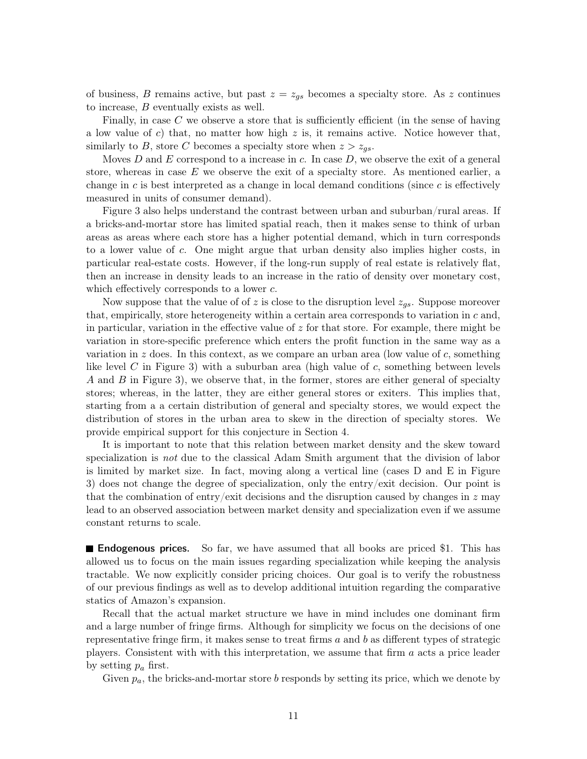of business, $B$ remains active, but past $z = z_{gs}$ becomes a specialty store. As $z$ continues to increase, $B$ eventually exists as well.

Finally, in case $C$ we observe a store that is sufficiently efficient (in the sense of having a low value of $c$) that, no matter how high $z$ is, it remains active. Notice however that, similarly to $B$, store $C$ becomes a specialty store when $z > z_{gs}$.

Moves $D$ and $E$ correspond to a increase in $c$. In case $D$, we observe the exit of a general store, whereas in case $E$ we observe the exit of a specialty store. As mentioned earlier, a change in $c$ is best interpreted as a change in local demand conditions (since $c$ is effectively measured in units of consumer demand).

Figure 3 also helps understand the contrast between urban and suburban/rural areas. If a bricks-and-mortar store has limited spatial reach, then it makes sense to think of urban areas as areas where each store has a higher potential demand, which in turn corresponds to a lower value of $c$. One might argue that urban density also implies higher costs, in particular real-estate costs. However, if the long-run supply of real estate is relatively flat, then an increase in density leads to an increase in the ratio of density over monetary cost, which effectively corresponds to a lower $c$.

Now suppose that the value of of $z$ is close to the disruption level $z_{gs}$. Suppose moreover that, empirically, store heterogeneity within a certain area corresponds to variation in $c$ and, in particular, variation in the effective value of $z$ for that store. For example, there might be variation in store-specific preference which enters the profit function in the same way as a variation in $z$ does. In this context, as we compare an urban area (low value of $c$, something like level $C$ in Figure 3) with a suburban area (high value of $c$, something between levels $A$ and $B$ in Figure 3), we observe that, in the former, stores are either general of specialty stores; whereas, in the latter, they are either general stores or exiters. This implies that, starting from a a certain distribution of general and specialty stores, we would expect the distribution of stores in the urban area to skew in the direction of specialty stores. We provide empirical support for this conjecture in Section 4.

It is important to note that this relation between market density and the skew toward specialization is *not* due to the classical Adam Smith argument that the division of labor is limited by market size. In fact, moving along a vertical line (cases D and E in Figure 3) does not change the degree of specialization, only the entry/exit decision. Our point is that the combination of entry/exit decisions and the disruption caused by changes in $z$ may lead to an observed association between market density and specialization even if we assume constant returns to scale.

**Endogenous prices.** So far, we have assumed that all books are priced \$1. This has allowed us to focus on the main issues regarding specialization while keeping the analysis tractable. We now explicitly consider pricing choices. Our goal is to verify the robustness of our previous findings as well as to develop additional intuition regarding the comparative statics of Amazon's expansion.

Recall that the actual market structure we have in mind includes one dominant firm and a large number of fringe firms. Although for simplicity we focus on the decisions of one representative fringe firm, it makes sense to treat firms $a$ and $b$ as different types of strategic players. Consistent with with this interpretation, we assume that firm $a$ acts a price leader by setting $p_a$ first.

Given $p_a$, the bricks-and-mortar store $b$ responds by setting its price, which we denote by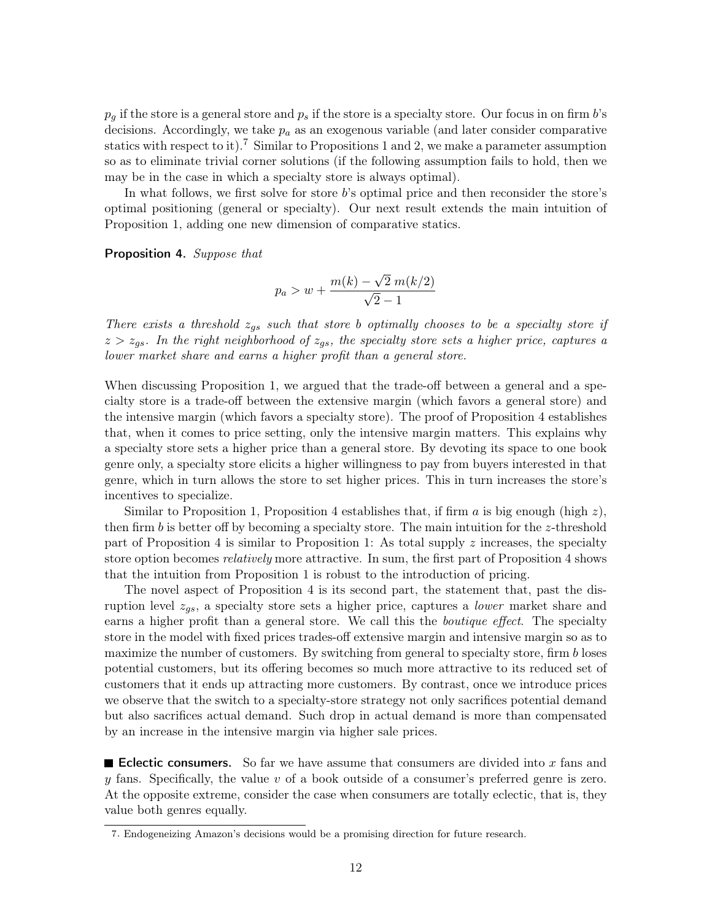$p_g$ if the store is a general store and $p_s$ if the store is a specialty store. Our focus in on firm $b$'s decisions. Accordingly, we take $p_a$ as an exogenous variable (and later consider comparative statics with respect to it).[7] Similar to Propositions 1 and 2, we make a parameter assumption so as to eliminate trivial corner solutions (if the following assumption fails to hold, then we may be in the case in which a specialty store is always optimal).

In what follows, we first solve for store $b$'s optimal price and then reconsider the store's optimal positioning (general or specialty). Our next result extends the main intuition of Proposition 1, adding one new dimension of comparative statics.

**Proposition 4.** *Suppose that*

$$p_a > w + \frac{m(k) - \sqrt{2}\, m(k/2)}{\sqrt{2} - 1}$$

*There exists a threshold $z_{gs}$ such that store $b$ optimally chooses to be a specialty store if $z > z_{gs}$. In the right neighborhood of $z_{gs}$, the specialty store sets a higher price, captures a lower market share and earns a higher profit than a general store.*

When discussing Proposition 1, we argued that the trade-off between a general and a specialty store is a trade-off between the extensive margin (which favors a general store) and the intensive margin (which favors a specialty store). The proof of Proposition 4 establishes that, when it comes to price setting, only the intensive margin matters. This explains why a specialty store sets a higher price than a general store. By devoting its space to one book genre only, a specialty store elicits a higher willingness to pay from buyers interested in that genre, which in turn allows the store to set higher prices. This in turn increases the store's incentives to specialize.

Similar to Proposition 1, Proposition 4 establishes that, if firm $a$ is big enough (high $z$), then firm $b$ is better off by becoming a specialty store. The main intuition for the $z$-threshold part of Proposition 4 is similar to Proposition 1: As total supply $z$ increases, the specialty store option becomes *relatively* more attractive. In sum, the first part of Proposition 4 shows that the intuition from Proposition 1 is robust to the introduction of pricing.

The novel aspect of Proposition 4 is its second part, the statement that, past the disruption level $z_{gs}$, a specialty store sets a higher price, captures a *lower* market share and earns a higher profit than a general store. We call this the *boutique effect*. The specialty store in the model with fixed prices trades-off extensive margin and intensive margin so as to maximize the number of customers. By switching from general to specialty store, firm $b$ loses potential customers, but its offering becomes so much more attractive to its reduced set of customers that it ends up attracting more customers. By contrast, once we introduce prices we observe that the switch to a specialty-store strategy not only sacrifices potential demand but also sacrifices actual demand. Such drop in actual demand is more than compensated by an increase in the intensive margin via higher sale prices.

**Eclectic consumers.** So far we have assume that consumers are divided into $x$ fans and $y$ fans. Specifically, the value $v$ of a book outside of a consumer's preferred genre is zero. At the opposite extreme, consider the case when consumers are totally eclectic, that is, they value both genres equally.

7. Endogeneizing Amazon's decisions would be a promising direction for future research.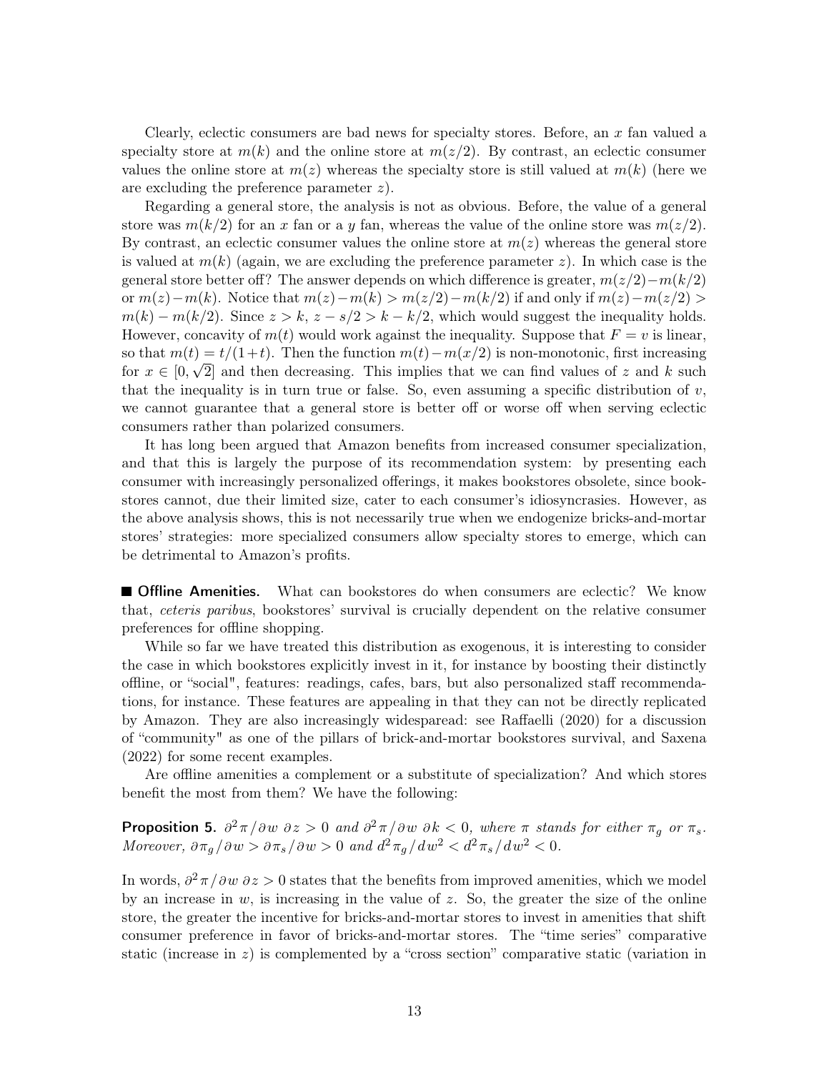Clearly, eclectic consumers are bad news for specialty stores. Before, an $x$ fan valued a specialty store at $m(k)$ and the online store at $m(z/2)$. By contrast, an eclectic consumer values the online store at $m(z)$ whereas the specialty store is still valued at $m(k)$ (here we are excluding the preference parameter $z$).

Regarding a general store, the analysis is not as obvious. Before, the value of a general store was $m(k/2)$ for an $x$ fan or a $y$ fan, whereas the value of the online store was $m(z/2)$. By contrast, an eclectic consumer values the online store at $m(z)$ whereas the general store is valued at $m(k)$ (again, we are excluding the preference parameter $z$). In which case is the general store better off? The answer depends on which difference is greater, $m(z/2)-m(k/2)$ or $m(z)-m(k)$. Notice that $m(z)-m(k) > m(z/2)-m(k/2)$ if and only if $m(z)-m(z/2) > m(k)-m(k/2)$. Since $z > k$, $z - s/2 > k - k/2$, which would suggest the inequality holds. However, concavity of $m(t)$ would work against the inequality. Suppose that $F = v$ is linear, so that $m(t) = t/(1+t)$. Then the function $m(t)-m(x/2)$ is non-monotonic, first increasing for $x \in [0, \sqrt{2}]$ and then decreasing. This implies that we can find values of $z$ and $k$ such that the inequality is in turn true or false. So, even assuming a specific distribution of $v$, we cannot guarantee that a general store is better off or worse off when serving eclectic consumers rather than polarized consumers.

It has long been argued that Amazon benefits from increased consumer specialization, and that this is largely the purpose of its recommendation system: by presenting each consumer with increasingly personalized offerings, it makes bookstores obsolete, since bookstores cannot, due their limited size, cater to each consumer's idiosyncrasies. However, as the above analysis shows, this is not necessarily true when we endogenize bricks-and-mortar stores' strategies: more specialized consumers allow specialty stores to emerge, which can be detrimental to Amazon's profits.

**Offline Amenities.** What can bookstores do when consumers are eclectic? We know that, *ceteris paribus*, bookstores' survival is crucially dependent on the relative consumer preferences for offline shopping.

While so far we have treated this distribution as exogenous, it is interesting to consider the case in which bookstores explicitly invest in it, for instance by boosting their distinctly offline, or "social", features: readings, cafes, bars, but also personalized staff recommendations, for instance. These features are appealing in that they can not be directly replicated by Amazon. They are also increasingly widesparead: see Raffaelli (2020) for a discussion of "community" as one of the pillars of brick-and-mortar bookstores survival, and Saxena (2022) for some recent examples.

Are offline amenities a complement or a substitute of specialization? And which stores benefit the most from them? We have the following:

**Proposition 5.** *$\partial^2\pi/\partial w\ \partial z > 0$ and $\partial^2\pi/\partial w\ \partial k < 0$, where $\pi$ stands for either $\pi_g$ or $\pi_s$. Moreover, $\partial\pi_g/\partial w > \partial\pi_s/\partial w > 0$ and $d^2\pi_g/dw^2 < d^2\pi_s/dw^2 < 0$.*

In words, $\partial^2\pi/\partial w\ \partial z > 0$ states that the benefits from improved amenities, which we model by an increase in $w$, is increasing in the value of $z$. So, the greater the size of the online store, the greater the incentive for bricks-and-mortar stores to invest in amenities that shift consumer preference in favor of bricks-and-mortar stores. The "time series" comparative static (increase in $z$) is complemented by a "cross section" comparative static (variation in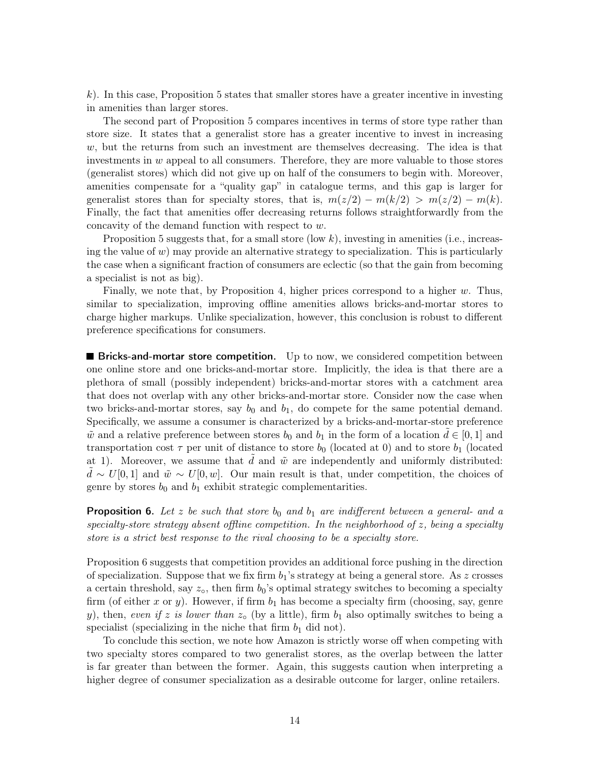$k$). In this case, Proposition 5 states that smaller stores have a greater incentive in investing in amenities than larger stores.

The second part of Proposition 5 compares incentives in terms of store type rather than store size. It states that a generalist store has a greater incentive to invest in increasing $w$, but the returns from such an investment are themselves decreasing. The idea is that investments in $w$ appeal to all consumers. Therefore, they are more valuable to those stores (generalist stores) which did not give up on half of the consumers to begin with. Moreover, amenities compensate for a "quality gap" in catalogue terms, and this gap is larger for generalist stores than for specialty stores, that is, $m(z/2) - m(k/2) > m(z/2) - m(k)$. Finally, the fact that amenities offer decreasing returns follows straightforwardly from the concavity of the demand function with respect to $w$.

Proposition 5 suggests that, for a small store (low $k$), investing in amenities (i.e., increasing the value of $w$) may provide an alternative strategy to specialization. This is particularly the case when a significant fraction of consumers are eclectic (so that the gain from becoming a specialist is not as big).

Finally, we note that, by Proposition 4, higher prices correspond to a higher $w$. Thus, similar to specialization, improving offline amenities allows bricks-and-mortar stores to charge higher markups. Unlike specialization, however, this conclusion is robust to different preference specifications for consumers.

**Bricks-and-mortar store competition.** Up to now, we considered competition between one online store and one bricks-and-mortar store. Implicitly, the idea is that there are a plethora of small (possibly independent) bricks-and-mortar stores with a catchment area that does not overlap with any other bricks-and-mortar store. Consider now the case when two bricks-and-mortar stores, say $b_0$ and $b_1$, do compete for the same potential demand. Specifically, we assume a consumer is characterized by a bricks-and-mortar-store preference $\tilde{w}$ and a relative preference between stores $b_0$ and $b_1$ in the form of a location $\tilde{d} \in [0, 1]$ and transportation cost $\tau$ per unit of distance to store $b_0$ (located at 0) and to store $b_1$ (located at 1). Moreover, we assume that $\tilde{d}$ and $\tilde{w}$ are independently and uniformly distributed: $\tilde{d} \sim U[0, 1]$ and $\tilde{w} \sim U[0, w]$. Our main result is that, under competition, the choices of genre by stores $b_0$ and $b_1$ exhibit strategic complementarities.

**Proposition 6.** *Let $z$ be such that store $b_0$ and $b_1$ are indifferent between a general- and a specialty-store strategy absent offline competition. In the neighborhood of $z$, being a specialty store is a strict best response to the rival choosing to be a specialty store.*

Proposition 6 suggests that competition provides an additional force pushing in the direction of specialization. Suppose that we fix firm $b_1$'s strategy at being a general store. As $z$ crosses a certain threshold, say $z_\circ$, then firm $b_0$'s optimal strategy switches to becoming a specialty firm (of either $x$ or $y$). However, if firm $b_1$ has become a specialty firm (choosing, say, genre $y$), then, *even if $z$ is lower than $z_\circ$* (by a little), firm $b_1$ also optimally switches to being a specialist (specializing in the niche that firm $b_1$ did not).

To conclude this section, we note how Amazon is strictly worse off when competing with two specialty stores compared to two generalist stores, as the overlap between the latter is far greater than between the former. Again, this suggests caution when interpreting a higher degree of consumer specialization as a desirable outcome for larger, online retailers.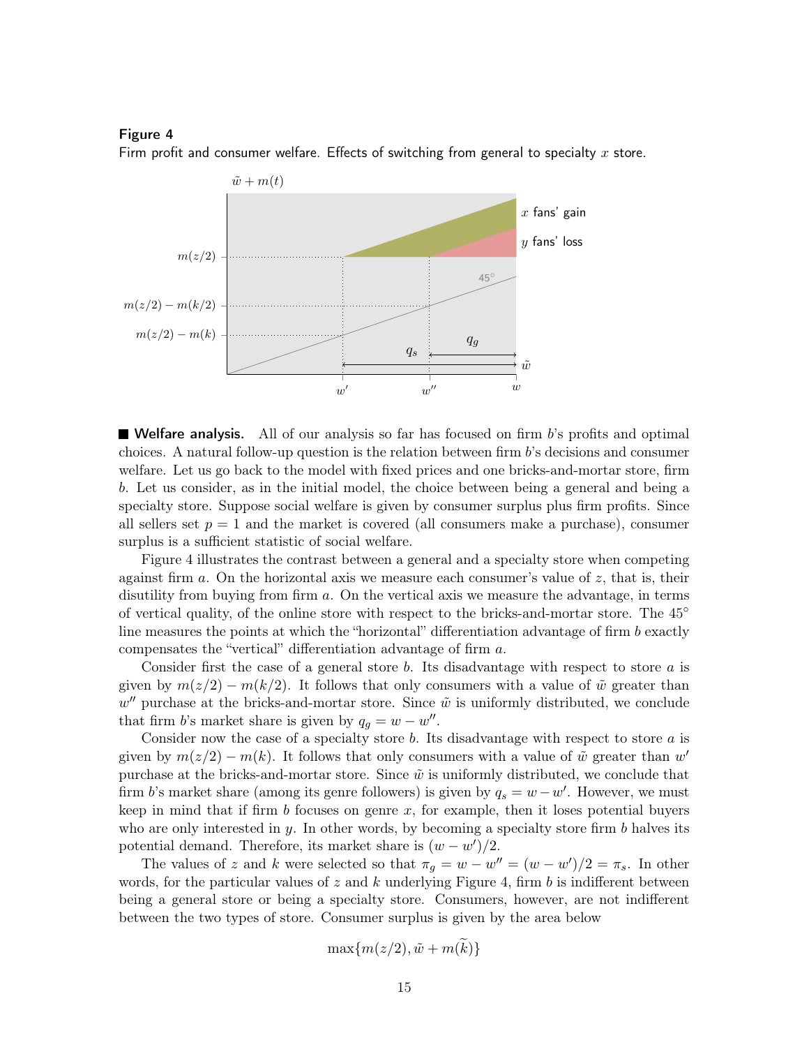**Figure 4**
Firm profit and consumer welfare. Effects of switching from general to specialty $x$ store.

**Welfare analysis.** All of our analysis so far has focused on firm $b$'s profits and optimal choices. A natural follow-up question is the relation between firm $b$'s decisions and consumer welfare. Let us go back to the model with fixed prices and one bricks-and-mortar store, firm $b$. Let us consider, as in the initial model, the choice between being a general and being a specialty store. Suppose social welfare is given by consumer surplus plus firm profits. Since all sellers set $p = 1$ and the market is covered (all consumers make a purchase), consumer surplus is a sufficient statistic of social welfare.

Figure 4 illustrates the contrast between a general and a specialty store when competing against firm $a$. On the horizontal axis we measure each consumer's value of $z$, that is, their disutility from buying from firm $a$. On the vertical axis we measure the advantage, in terms of vertical quality, of the online store with respect to the bricks-and-mortar store. The $45^\circ$ line measures the points at which the "horizontal" differentiation advantage of firm $b$ exactly compensates the "vertical" differentiation advantage of firm $a$.

Consider first the case of a general store $b$. Its disadvantage with respect to store $a$ is given by $m(z/2) - m(k/2)$. It follows that only consumers with a value of $\tilde{w}$ greater than $w''$ purchase at the bricks-and-mortar store. Since $\tilde{w}$ is uniformly distributed, we conclude that firm $b$'s market share is given by $q_g = w - w''$.

Consider now the case of a specialty store $b$. Its disadvantage with respect to store $a$ is given by $m(z/2) - m(k)$. It follows that only consumers with a value of $\tilde{w}$ greater than $w'$ purchase at the bricks-and-mortar store. Since $\tilde{w}$ is uniformly distributed, we conclude that firm $b$'s market share (among its genre followers) is given by $q_s = w - w'$. However, we must keep in mind that if firm $b$ focuses on genre $x$, for example, then it loses potential buyers who are only interested in $y$. In other words, by becoming a specialty store firm $b$ halves its potential demand. Therefore, its market share is $(w - w')/2$.

The values of $z$ and $k$ were selected so that $\pi_g = w - w'' = (w - w')/2 = \pi_s$. In other words, for the particular values of $z$ and $k$ underlying Figure 4, firm $b$ is indifferent between being a general store or being a specialty store. Consumers, however, are not indifferent between the two types of store. Consumer surplus is given by the area below

$$\max\{m(z/2), \tilde{w} + m(\widetilde{k})\}$$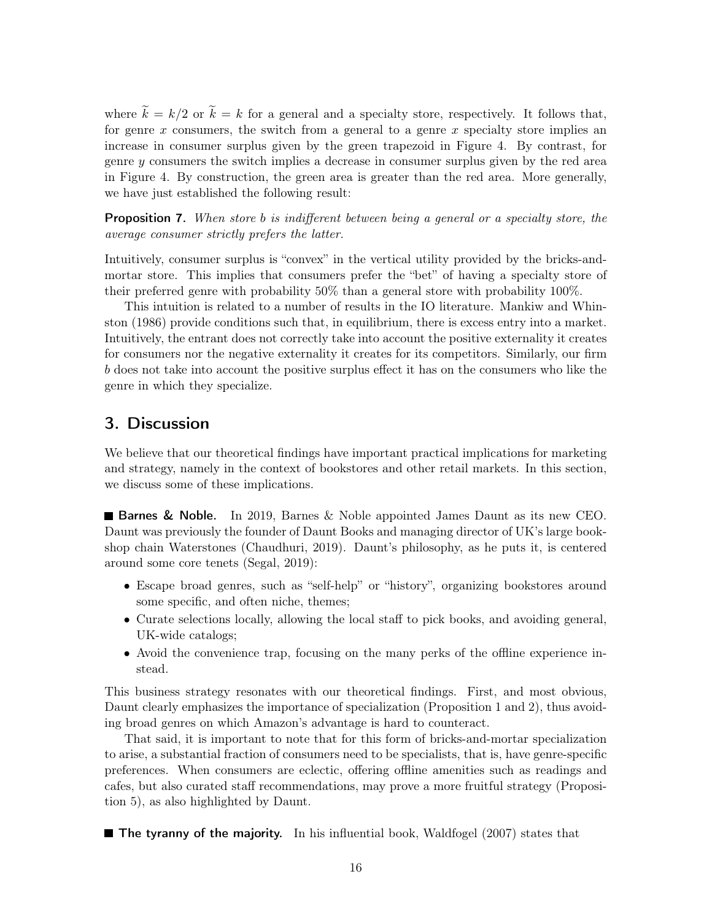where $\widetilde{k} = k/2$ or $\widetilde{k} = k$ for a general and a specialty store, respectively. It follows that, for genre $x$ consumers, the switch from a general to a genre $x$ specialty store implies an increase in consumer surplus given by the green trapezoid in Figure 4. By contrast, for genre $y$ consumers the switch implies a decrease in consumer surplus given by the red area in Figure 4. By construction, the green area is greater than the red area. More generally, we have just established the following result:

**Proposition 7.** *When store b is indifferent between being a general or a specialty store, the average consumer strictly prefers the latter.*

Intuitively, consumer surplus is "convex" in the vertical utility provided by the bricks-and-mortar store. This implies that consumers prefer the "bet" of having a specialty store of their preferred genre with probability 50% than a general store with probability 100%.

This intuition is related to a number of results in the IO literature. Mankiw and Whinston (1986) provide conditions such that, in equilibrium, there is excess entry into a market. Intuitively, the entrant does not correctly take into account the positive externality it creates for consumers nor the negative externality it creates for its competitors. Similarly, our firm $b$ does not take into account the positive surplus effect it has on the consumers who like the genre in which they specialize.

## 3. Discussion

We believe that our theoretical findings have important practical implications for marketing and strategy, namely in the context of bookstores and other retail markets. In this section, we discuss some of these implications.

**Barnes & Noble.** In 2019, Barnes & Noble appointed James Daunt as its new CEO. Daunt was previously the founder of Daunt Books and managing director of UK's large bookshop chain Waterstones (Chaudhuri, 2019). Daunt's philosophy, as he puts it, is centered around some core tenets (Segal, 2019):

- Escape broad genres, such as "self-help" or "history", organizing bookstores around some specific, and often niche, themes;
- Curate selections locally, allowing the local staff to pick books, and avoiding general, UK-wide catalogs;
- Avoid the convenience trap, focusing on the many perks of the offline experience instead.

This business strategy resonates with our theoretical findings. First, and most obvious, Daunt clearly emphasizes the importance of specialization (Proposition 1 and 2), thus avoiding broad genres on which Amazon's advantage is hard to counteract.

That said, it is important to note that for this form of bricks-and-mortar specialization to arise, a substantial fraction of consumers need to be specialists, that is, have genre-specific preferences. When consumers are eclectic, offering offline amenities such as readings and cafes, but also curated staff recommendations, may prove a more fruitful strategy (Proposition 5), as also highlighted by Daunt.

**The tyranny of the majority.** In his influential book, Waldfogel (2007) states that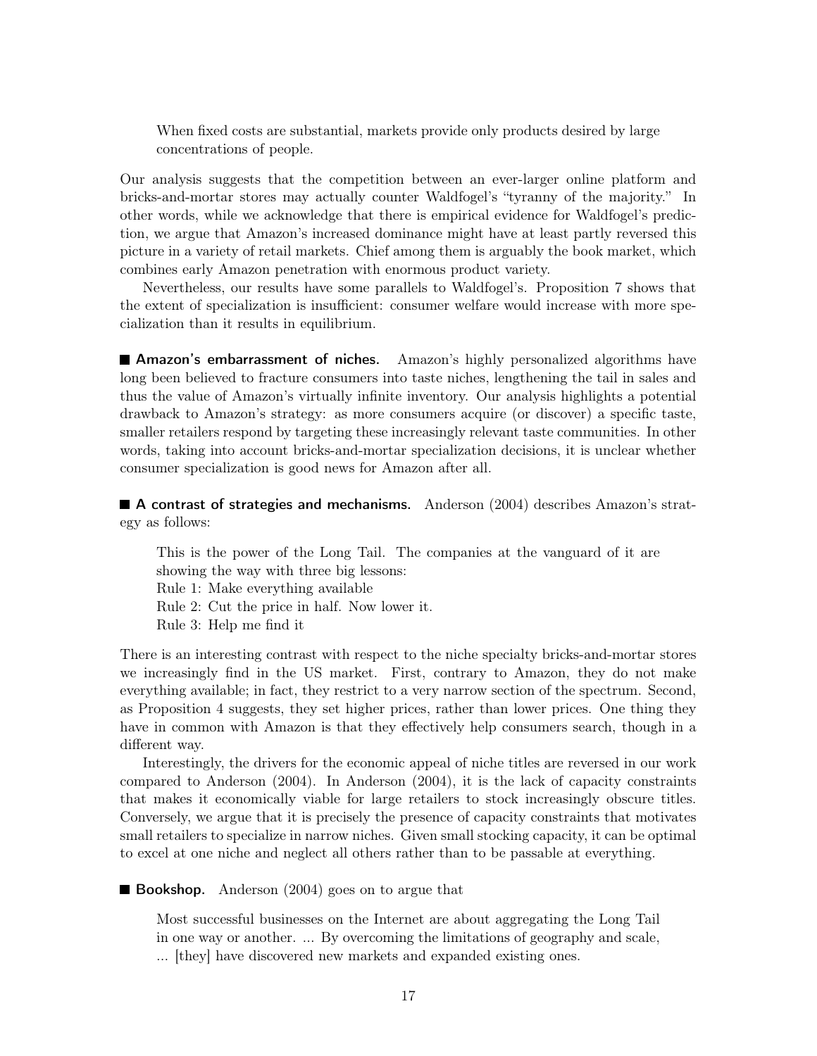> When fixed costs are substantial, markets provide only products desired by large concentrations of people.

Our analysis suggests that the competition between an ever-larger online platform and bricks-and-mortar stores may actually counter Waldfogel's "tyranny of the majority." In other words, while we acknowledge that there is empirical evidence for Waldfogel's prediction, we argue that Amazon's increased dominance might have at least partly reversed this picture in a variety of retail markets. Chief among them is arguably the book market, which combines early Amazon penetration with enormous product variety.

Nevertheless, our results have some parallels to Waldfogel's. Proposition 7 shows that the extent of specialization is insufficient: consumer welfare would increase with more specialization than it results in equilibrium.

**Amazon's embarrassment of niches.** Amazon's highly personalized algorithms have long been believed to fracture consumers into taste niches, lengthening the tail in sales and thus the value of Amazon's virtually infinite inventory. Our analysis highlights a potential drawback to Amazon's strategy: as more consumers acquire (or discover) a specific taste, smaller retailers respond by targeting these increasingly relevant taste communities. In other words, taking into account bricks-and-mortar specialization decisions, it is unclear whether consumer specialization is good news for Amazon after all.

**A contrast of strategies and mechanisms.** Anderson (2004) describes Amazon's strategy as follows:

> This is the power of the Long Tail. The companies at the vanguard of it are showing the way with three big lessons:
> Rule 1: Make everything available
> Rule 2: Cut the price in half. Now lower it.
> Rule 3: Help me find it

There is an interesting contrast with respect to the niche specialty bricks-and-mortar stores we increasingly find in the US market. First, contrary to Amazon, they do not make everything available; in fact, they restrict to a very narrow section of the spectrum. Second, as Proposition 4 suggests, they set higher prices, rather than lower prices. One thing they have in common with Amazon is that they effectively help consumers search, though in a different way.

Interestingly, the drivers for the economic appeal of niche titles are reversed in our work compared to Anderson (2004). In Anderson (2004), it is the lack of capacity constraints that makes it economically viable for large retailers to stock increasingly obscure titles. Conversely, we argue that it is precisely the presence of capacity constraints that motivates small retailers to specialize in narrow niches. Given small stocking capacity, it can be optimal to excel at one niche and neglect all others rather than to be passable at everything.

**Bookshop.** Anderson (2004) goes on to argue that

> Most successful businesses on the Internet are about aggregating the Long Tail in one way or another. ... By overcoming the limitations of geography and scale, ... [they] have discovered new markets and expanded existing ones.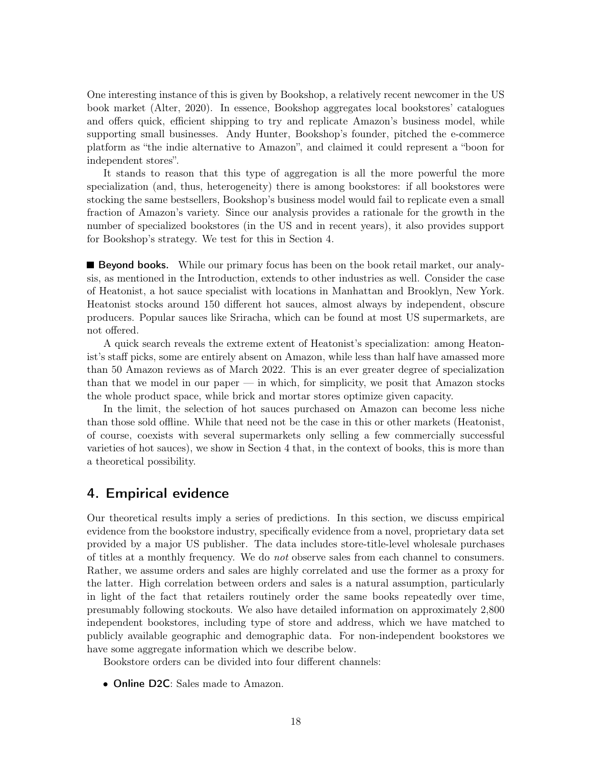One interesting instance of this is given by Bookshop, a relatively recent newcomer in the US book market (Alter, 2020). In essence, Bookshop aggregates local bookstores' catalogues and offers quick, efficient shipping to try and replicate Amazon's business model, while supporting small businesses. Andy Hunter, Bookshop's founder, pitched the e-commerce platform as "the indie alternative to Amazon", and claimed it could represent a "boon for independent stores".

It stands to reason that this type of aggregation is all the more powerful the more specialization (and, thus, heterogeneity) there is among bookstores: if all bookstores were stocking the same bestsellers, Bookshop's business model would fail to replicate even a small fraction of Amazon's variety. Since our analysis provides a rationale for the growth in the number of specialized bookstores (in the US and in recent years), it also provides support for Bookshop's strategy. We test for this in Section 4.

**Beyond books.** While our primary focus has been on the book retail market, our analysis, as mentioned in the Introduction, extends to other industries as well. Consider the case of Heatonist, a hot sauce specialist with locations in Manhattan and Brooklyn, New York. Heatonist stocks around 150 different hot sauces, almost always by independent, obscure producers. Popular sauces like Sriracha, which can be found at most US supermarkets, are not offered.

A quick search reveals the extreme extent of Heatonist's specialization: among Heatonist's staff picks, some are entirely absent on Amazon, while less than half have amassed more than 50 Amazon reviews as of March 2022. This is an ever greater degree of specialization than that we model in our paper — in which, for simplicity, we posit that Amazon stocks the whole product space, while brick and mortar stores optimize given capacity.

In the limit, the selection of hot sauces purchased on Amazon can become less niche than those sold offline. While that need not be the case in this or other markets (Heatonist, of course, coexists with several supermarkets only selling a few commercially successful varieties of hot sauces), we show in Section 4 that, in the context of books, this is more than a theoretical possibility.

## 4. Empirical evidence

Our theoretical results imply a series of predictions. In this section, we discuss empirical evidence from the bookstore industry, specifically evidence from a novel, proprietary data set provided by a major US publisher. The data includes store-title-level wholesale purchases of titles at a monthly frequency. We do *not* observe sales from each channel to consumers. Rather, we assume orders and sales are highly correlated and use the former as a proxy for the latter. High correlation between orders and sales is a natural assumption, particularly in light of the fact that retailers routinely order the same books repeatedly over time, presumably following stockouts. We also have detailed information on approximately 2,800 independent bookstores, including type of store and address, which we have matched to publicly available geographic and demographic data. For non-independent bookstores we have some aggregate information which we describe below.

Bookstore orders can be divided into four different channels:

- **Online D2C**: Sales made to Amazon.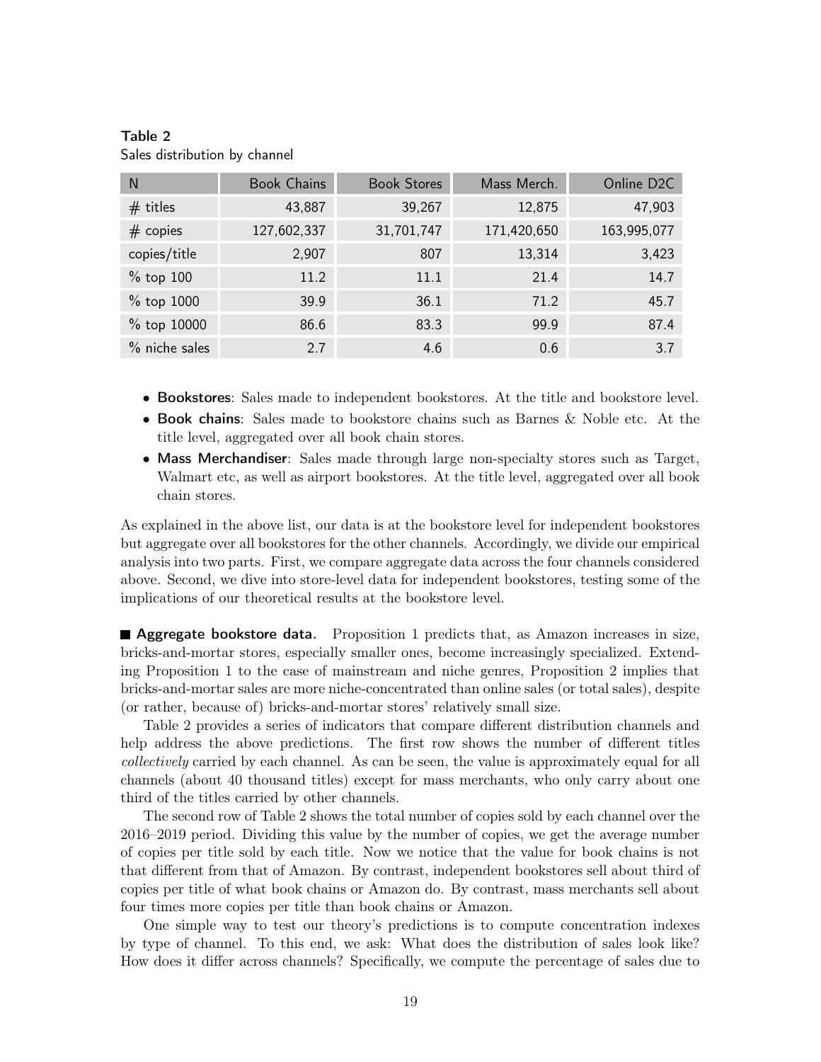**Table 2**
Sales distribution by channel

| N | Book Chains | Book Stores | Mass Merch. | Online D2C |
|---|---|---|---|---|
| # titles | 43,887 | 39,267 | 12,875 | 47,903 |
| # copies | 127,602,337 | 31,701,747 | 171,420,650 | 163,995,077 |
| copies/title | 2,907 | 807 | 13,314 | 3,423 |
| % top 100 | 11.2 | 11.1 | 21.4 | 14.7 |
| % top 1000 | 39.9 | 36.1 | 71.2 | 45.7 |
| % top 10000 | 86.6 | 83.3 | 99.9 | 87.4 |
| % niche sales | 2.7 | 4.6 | 0.6 | 3.7 |

- **Bookstores**: Sales made to independent bookstores. At the title and bookstore level.
- **Book chains**: Sales made to bookstore chains such as Barnes & Noble etc. At the title level, aggregated over all book chain stores.
- **Mass Merchandiser**: Sales made through large non-specialty stores such as Target, Walmart etc, as well as airport bookstores. At the title level, aggregated over all book chain stores.

As explained in the above list, our data is at the bookstore level for independent bookstores but aggregate over all bookstores for the other channels. Accordingly, we divide our empirical analysis into two parts. First, we compare aggregate data across the four channels considered above. Second, we dive into store-level data for independent bookstores, testing some of the implications of our theoretical results at the bookstore level.

**Aggregate bookstore data.** Proposition 1 predicts that, as Amazon increases in size, bricks-and-mortar stores, especially smaller ones, become increasingly specialized. Extending Proposition 1 to the case of mainstream and niche genres, Proposition 2 implies that bricks-and-mortar sales are more niche-concentrated than online sales (or total sales), despite (or rather, because of) bricks-and-mortar stores' relatively small size.

Table 2 provides a series of indicators that compare different distribution channels and help address the above predictions. The first row shows the number of different titles *collectively* carried by each channel. As can be seen, the value is approximately equal for all channels (about 40 thousand titles) except for mass merchants, who only carry about one third of the titles carried by other channels.

The second row of Table 2 shows the total number of copies sold by each channel over the 2016–2019 period. Dividing this value by the number of copies, we get the average number of copies per title sold by each title. Now we notice that the value for book chains is not that different from that of Amazon. By contrast, independent bookstores sell about third of copies per title of what book chains or Amazon do. By contrast, mass merchants sell about four times more copies per title than book chains or Amazon.

One simple way to test our theory's predictions is to compute concentration indexes by type of channel. To this end, we ask: What does the distribution of sales look like? How does it differ across channels? Specifically, we compute the percentage of sales due to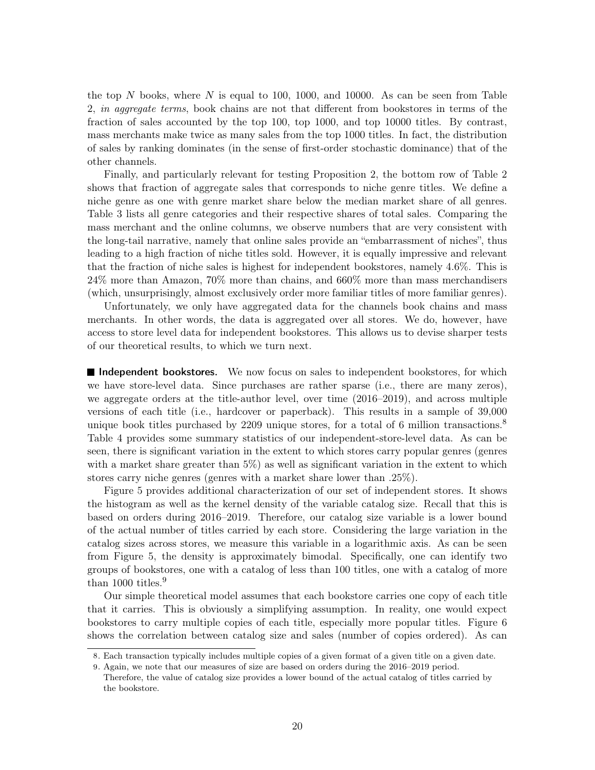the top $N$ books, where $N$ is equal to 100, 1000, and 10000. As can be seen from Table 2, *in aggregate terms*, book chains are not that different from bookstores in terms of the fraction of sales accounted by the top 100, top 1000, and top 10000 titles. By contrast, mass merchants make twice as many sales from the top 1000 titles. In fact, the distribution of sales by ranking dominates (in the sense of first-order stochastic dominance) that of the other channels.

Finally, and particularly relevant for testing Proposition 2, the bottom row of Table 2 shows that fraction of aggregate sales that corresponds to niche genre titles. We define a niche genre as one with genre market share below the median market share of all genres. Table 3 lists all genre categories and their respective shares of total sales. Comparing the mass merchant and the online columns, we observe numbers that are very consistent with the long-tail narrative, namely that online sales provide an "embarrassment of niches", thus leading to a high fraction of niche titles sold. However, it is equally impressive and relevant that the fraction of niche sales is highest for independent bookstores, namely 4.6%. This is 24% more than Amazon, 70% more than chains, and 660% more than mass merchandisers (which, unsurprisingly, almost exclusively order more familiar titles of more familiar genres).

Unfortunately, we only have aggregated data for the channels book chains and mass merchants. In other words, the data is aggregated over all stores. We do, however, have access to store level data for independent bookstores. This allows us to devise sharper tests of our theoretical results, to which we turn next.

**Independent bookstores.** We now focus on sales to independent bookstores, for which we have store-level data. Since purchases are rather sparse (i.e., there are many zeros), we aggregate orders at the title-author level, over time (2016–2019), and across multiple versions of each title (i.e., hardcover or paperback). This results in a sample of 39,000 unique book titles purchased by 2209 unique stores, for a total of 6 million transactions.[8] Table 4 provides some summary statistics of our independent-store-level data. As can be seen, there is significant variation in the extent to which stores carry popular genres (genres with a market share greater than 5%) as well as significant variation in the extent to which stores carry niche genres (genres with a market share lower than .25%).

Figure 5 provides additional characterization of our set of independent stores. It shows the histogram as well as the kernel density of the variable catalog size. Recall that this is based on orders during 2016–2019. Therefore, our catalog size variable is a lower bound of the actual number of titles carried by each store. Considering the large variation in the catalog sizes across stores, we measure this variable in a logarithmic axis. As can be seen from Figure 5, the density is approximately bimodal. Specifically, one can identify two groups of bookstores, one with a catalog of less than 100 titles, one with a catalog of more than 1000 titles.[9]

Our simple theoretical model assumes that each bookstore carries one copy of each title that it carries. This is obviously a simplifying assumption. In reality, one would expect bookstores to carry multiple copies of each title, especially more popular titles. Figure 6 shows the correlation between catalog size and sales (number of copies ordered). As can

8. Each transaction typically includes multiple copies of a given format of a given title on a given date.

9. Again, we note that our measures of size are based on orders during the 2016–2019 period. Therefore, the value of catalog size provides a lower bound of the actual catalog of titles carried by the bookstore.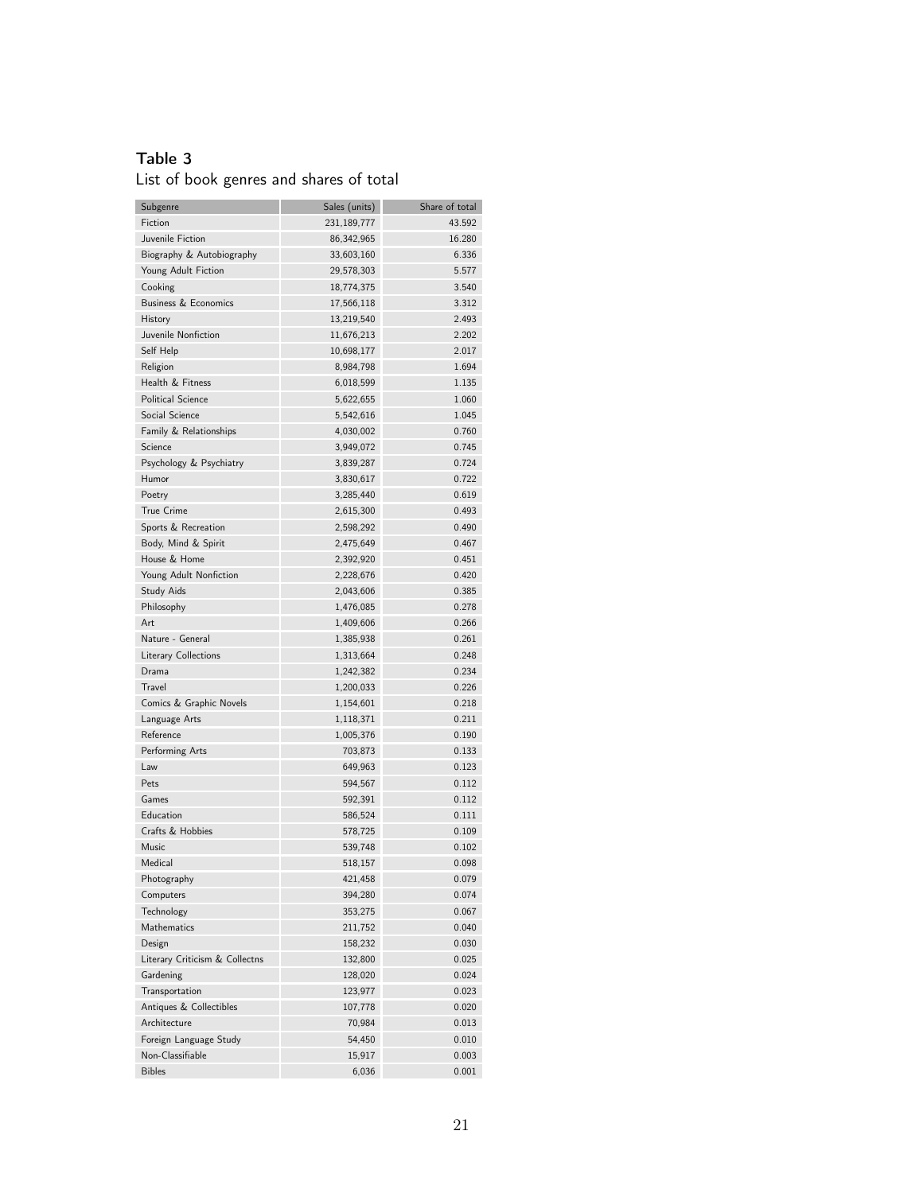**Table 3**
List of book genres and shares of total

| Subgenre | Sales (units) | Share of total |
|---|---|---|
| Fiction | 231,189,777 | 43.592 |
| Juvenile Fiction | 86,342,965 | 16.280 |
| Biography & Autobiography | 33,603,160 | 6.336 |
| Young Adult Fiction | 29,578,303 | 5.577 |
| Cooking | 18,774,375 | 3.540 |
| Business & Economics | 17,566,118 | 3.312 |
| History | 13,219,540 | 2.493 |
| Juvenile Nonfiction | 11,676,213 | 2.202 |
| Self Help | 10,698,177 | 2.017 |
| Religion | 8,984,798 | 1.694 |
| Health & Fitness | 6,018,599 | 1.135 |
| Political Science | 5,622,655 | 1.060 |
| Social Science | 5,542,616 | 1.045 |
| Family & Relationships | 4,030,002 | 0.760 |
| Science | 3,949,072 | 0.745 |
| Psychology & Psychiatry | 3,839,287 | 0.724 |
| Humor | 3,830,617 | 0.722 |
| Poetry | 3,285,440 | 0.619 |
| True Crime | 2,615,300 | 0.493 |
| Sports & Recreation | 2,598,292 | 0.490 |
| Body, Mind & Spirit | 2,475,649 | 0.467 |
| House & Home | 2,392,920 | 0.451 |
| Young Adult Nonfiction | 2,228,676 | 0.420 |
| Study Aids | 2,043,606 | 0.385 |
| Philosophy | 1,476,085 | 0.278 |
| Art | 1,409,606 | 0.266 |
| Nature - General | 1,385,938 | 0.261 |
| Literary Collections | 1,313,664 | 0.248 |
| Drama | 1,242,382 | 0.234 |
| Travel | 1,200,033 | 0.226 |
| Comics & Graphic Novels | 1,154,601 | 0.218 |
| Language Arts | 1,118,371 | 0.211 |
| Reference | 1,005,376 | 0.190 |
| Performing Arts | 703,873 | 0.133 |
| Law | 649,963 | 0.123 |
| Pets | 594,567 | 0.112 |
| Games | 592,391 | 0.112 |
| Education | 586,524 | 0.111 |
| Crafts & Hobbies | 578,725 | 0.109 |
| Music | 539,748 | 0.102 |
| Medical | 518,157 | 0.098 |
| Photography | 421,458 | 0.079 |
| Computers | 394,280 | 0.074 |
| Technology | 353,275 | 0.067 |
| Mathematics | 211,752 | 0.040 |
| Design | 158,232 | 0.030 |
| Literary Criticism & Collectns | 132,800 | 0.025 |
| Gardening | 128,020 | 0.024 |
| Transportation | 123,977 | 0.023 |
| Antiques & Collectibles | 107,778 | 0.020 |
| Architecture | 70,984 | 0.013 |
| Foreign Language Study | 54,450 | 0.010 |
| Non-Classifiable | 15,917 | 0.003 |
| Bibles | 6,036 | 0.001 |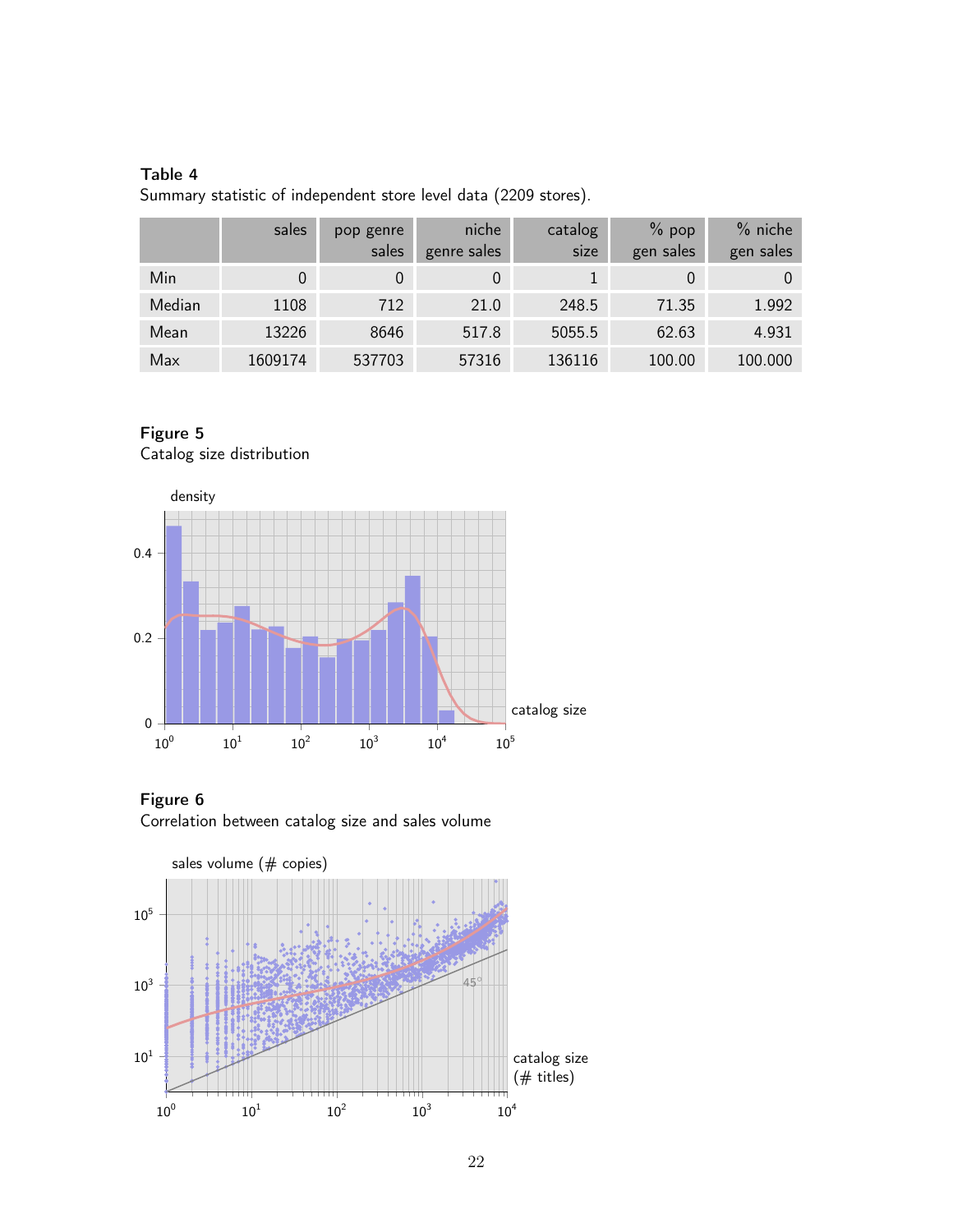**Table 4**
Summary statistic of independent store level data (2209 stores).

| | sales | pop genre sales | niche genre sales | catalog size | % pop gen sales | % niche gen sales |
|---|---|---|---|---|---|---|
| Min | 0 | 0 | 0 | 1 | 0 | 0 |
| Median | 1108 | 712 | 21.0 | 248.5 | 71.35 | 1.992 |
| Mean | 13226 | 8646 | 517.8 | 5055.5 | 62.63 | 4.931 |
| Max | 1609174 | 537703 | 57316 | 136116 | 100.00 | 100.000 |

**Figure 5**
Catalog size distribution

**Figure 6**
Correlation between catalog size and sales volume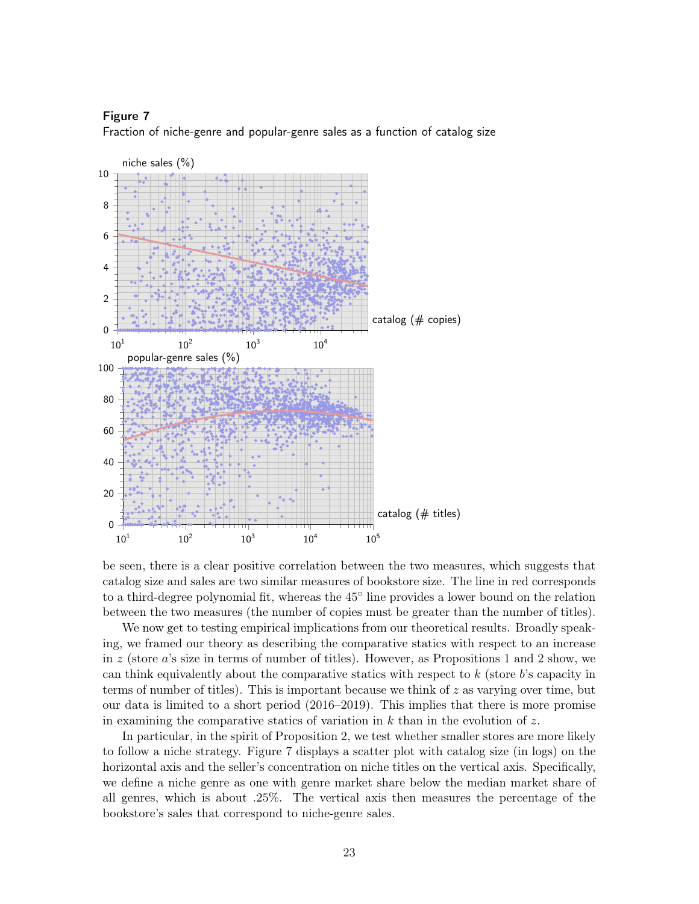**Figure 7**

Fraction of niche-genre and popular-genre sales as a function of catalog size

be seen, there is a clear positive correlation between the two measures, which suggests that catalog size and sales are two similar measures of bookstore size. The line in red corresponds to a third-degree polynomial fit, whereas the 45° line provides a lower bound on the relation between the two measures (the number of copies must be greater than the number of titles).

We now get to testing empirical implications from our theoretical results. Broadly speaking, we framed our theory as describing the comparative statics with respect to an increase in $z$ (store $a$'s size in terms of number of titles). However, as Propositions 1 and 2 show, we can think equivalently about the comparative statics with respect to $k$ (store $b$'s capacity in terms of number of titles). This is important because we think of $z$ as varying over time, but our data is limited to a short period (2016–2019). This implies that there is more promise in examining the comparative statics of variation in $k$ than in the evolution of $z$.

In particular, in the spirit of Proposition 2, we test whether smaller stores are more likely to follow a niche strategy. Figure 7 displays a scatter plot with catalog size (in logs) on the horizontal axis and the seller's concentration on niche titles on the vertical axis. Specifically, we define a niche genre as one with genre market share below the median market share of all genres, which is about .25%. The vertical axis then measures the percentage of the bookstore's sales that correspond to niche-genre sales.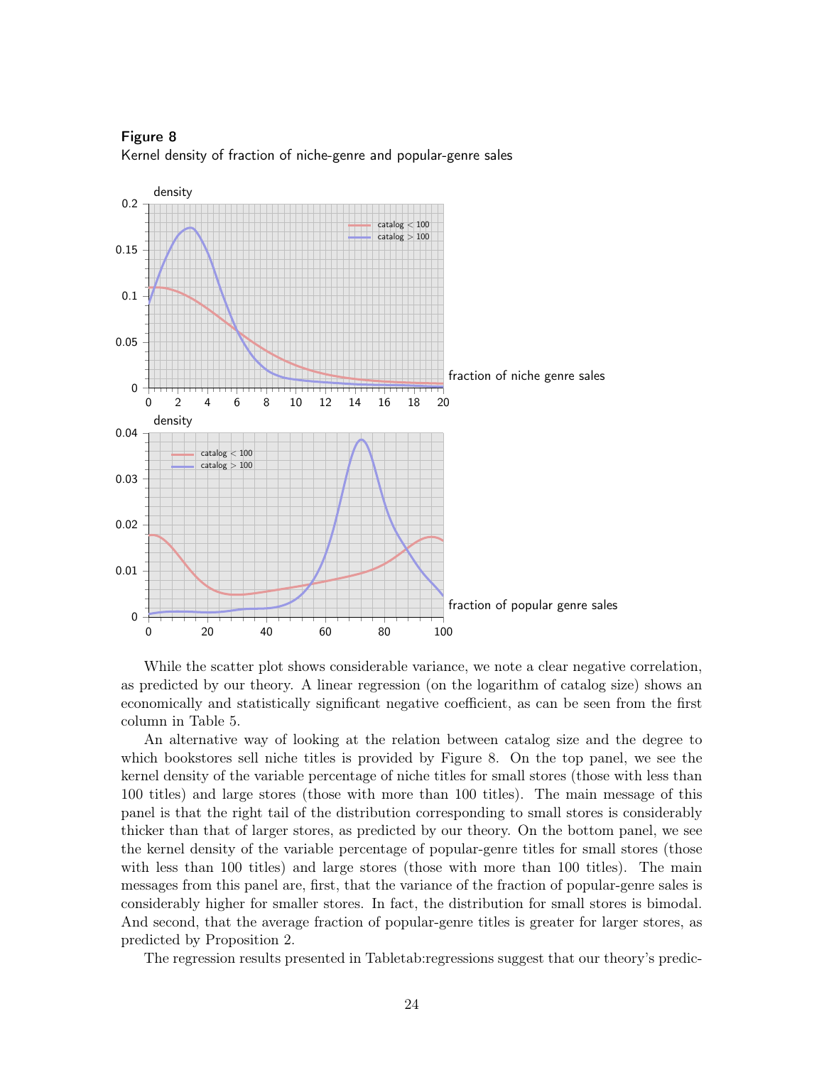**Figure 8**

Kernel density of fraction of niche-genre and popular-genre sales

While the scatter plot shows considerable variance, we note a clear negative correlation, as predicted by our theory. A linear regression (on the logarithm of catalog size) shows an economically and statistically significant negative coefficient, as can be seen from the first column in Table 5.

An alternative way of looking at the relation between catalog size and the degree to which bookstores sell niche titles is provided by Figure 8. On the top panel, we see the kernel density of the variable percentage of niche titles for small stores (those with less than 100 titles) and large stores (those with more than 100 titles). The main message of this panel is that the right tail of the distribution corresponding to small stores is considerably thicker than that of larger stores, as predicted by our theory. On the bottom panel, we see the kernel density of the variable percentage of popular-genre titles for small stores (those with less than 100 titles) and large stores (those with more than 100 titles). The main messages from this panel are, first, that the variance of the fraction of popular-genre sales is considerably higher for smaller stores. In fact, the distribution for small stores is bimodal. And second, that the average fraction of popular-genre titles is greater for larger stores, as predicted by Proposition 2.

The regression results presented in Tabletab:regressions suggest that our theory's predic-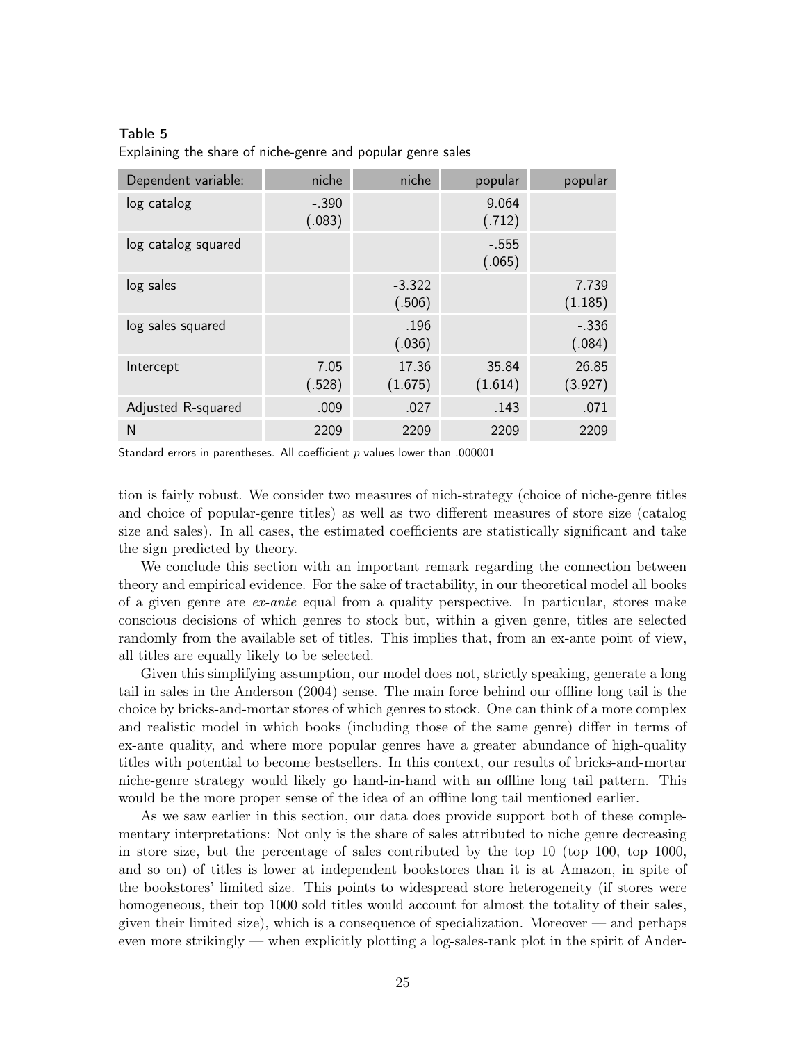**Table 5**
Explaining the share of niche-genre and popular genre sales

| Dependent variable: | niche | niche | popular | popular |
|---|---|---|---|---|
| log catalog | -.390 (.083) | | 9.064 (.712) | |
| log catalog squared | | | -.555 (.065) | |
| log sales | | -3.322 (.506) | | 7.739 (1.185) |
| log sales squared | | .196 (.036) | | -.336 (.084) |
| Intercept | 7.05 (.528) | 17.36 (1.675) | 35.84 (1.614) | 26.85 (3.927) |
| Adjusted R-squared | .009 | .027 | .143 | .071 |
| N | 2209 | 2209 | 2209 | 2209 |

Standard errors in parentheses. All coefficient $p$ values lower than .000001

tion is fairly robust. We consider two measures of nich-strategy (choice of niche-genre titles and choice of popular-genre titles) as well as two different measures of store size (catalog size and sales). In all cases, the estimated coefficients are statistically significant and take the sign predicted by theory.

We conclude this section with an important remark regarding the connection between theory and empirical evidence. For the sake of tractability, in our theoretical model all books of a given genre are *ex-ante* equal from a quality perspective. In particular, stores make conscious decisions of which genres to stock but, within a given genre, titles are selected randomly from the available set of titles. This implies that, from an ex-ante point of view, all titles are equally likely to be selected.

Given this simplifying assumption, our model does not, strictly speaking, generate a long tail in sales in the Anderson (2004) sense. The main force behind our offline long tail is the choice by bricks-and-mortar stores of which genres to stock. One can think of a more complex and realistic model in which books (including those of the same genre) differ in terms of ex-ante quality, and where more popular genres have a greater abundance of high-quality titles with potential to become bestsellers. In this context, our results of bricks-and-mortar niche-genre strategy would likely go hand-in-hand with an offline long tail pattern. This would be the more proper sense of the idea of an offline long tail mentioned earlier.

As we saw earlier in this section, our data does provide support both of these complementary interpretations: Not only is the share of sales attributed to niche genre decreasing in store size, but the percentage of sales contributed by the top 10 (top 100, top 1000, and so on) of titles is lower at independent bookstores than it is at Amazon, in spite of the bookstores' limited size. This points to widespread store heterogeneity (if stores were homogeneous, their top 1000 sold titles would account for almost the totality of their sales, given their limited size), which is a consequence of specialization. Moreover — and perhaps even more strikingly — when explicitly plotting a log-sales-rank plot in the spirit of Ander-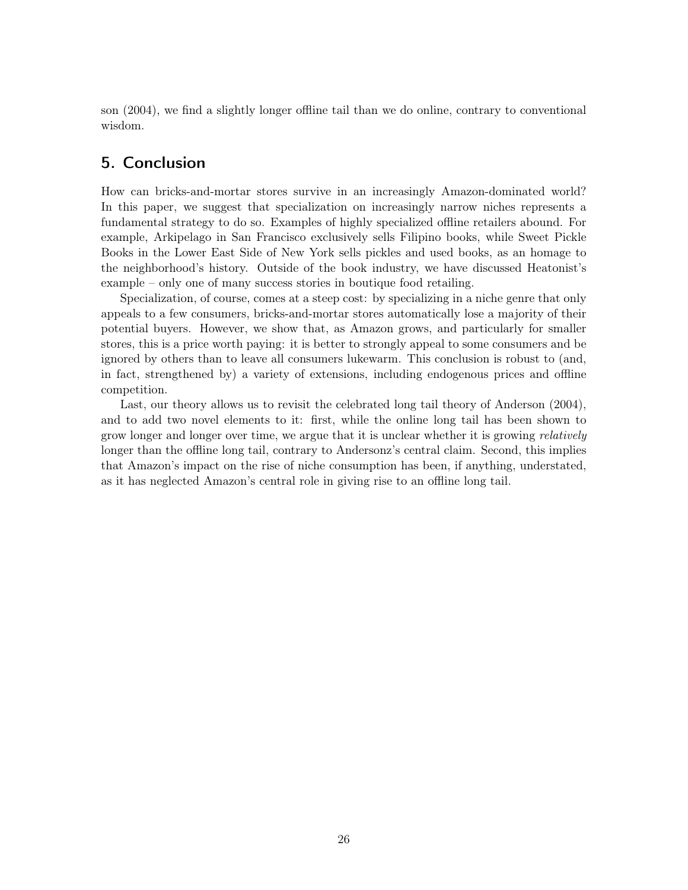son (2004), we find a slightly longer offline tail than we do online, contrary to conventional wisdom.

## 5. Conclusion

How can bricks-and-mortar stores survive in an increasingly Amazon-dominated world? In this paper, we suggest that specialization on increasingly narrow niches represents a fundamental strategy to do so. Examples of highly specialized offline retailers abound. For example, Arkipelago in San Francisco exclusively sells Filipino books, while Sweet Pickle Books in the Lower East Side of New York sells pickles and used books, as an homage to the neighborhood's history. Outside of the book industry, we have discussed Heatonist's example – only one of many success stories in boutique food retailing.

Specialization, of course, comes at a steep cost: by specializing in a niche genre that only appeals to a few consumers, bricks-and-mortar stores automatically lose a majority of their potential buyers. However, we show that, as Amazon grows, and particularly for smaller stores, this is a price worth paying: it is better to strongly appeal to some consumers and be ignored by others than to leave all consumers lukewarm. This conclusion is robust to (and, in fact, strengthened by) a variety of extensions, including endogenous prices and offline competition.

Last, our theory allows us to revisit the celebrated long tail theory of Anderson (2004), and to add two novel elements to it: first, while the online long tail has been shown to grow longer and longer over time, we argue that it is unclear whether it is growing *relatively* longer than the offline long tail, contrary to Andersonz's central claim. Second, this implies that Amazon's impact on the rise of niche consumption has been, if anything, understated, as it has neglected Amazon's central role in giving rise to an offline long tail.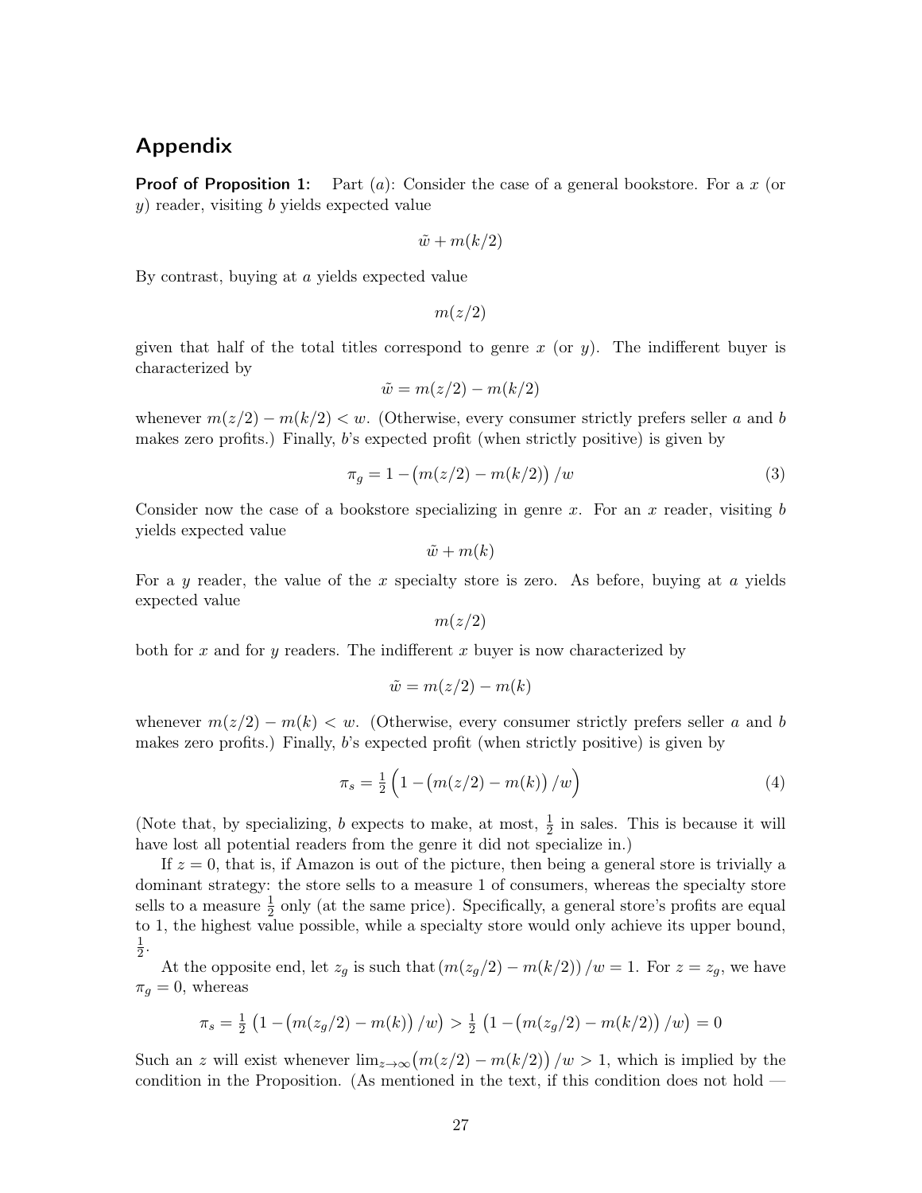## Appendix

**Proof of Proposition 1:** Part (*a*): Consider the case of a general bookstore. For a $x$ (or $y$) reader, visiting $b$ yields expected value

$$\tilde{w} + m(k/2)$$

By contrast, buying at $a$ yields expected value

$$m(z/2)$$

given that half of the total titles correspond to genre $x$ (or $y$). The indifferent buyer is characterized by

$$\tilde{w} = m(z/2) - m(k/2)$$

whenever $m(z/2) - m(k/2) < w$. (Otherwise, every consumer strictly prefers seller $a$ and $b$ makes zero profits.) Finally, $b$'s expected profit (when strictly positive) is given by

$$\pi_g = 1 - \big(m(z/2) - m(k/2)\big)/w \tag{3}$$

Consider now the case of a bookstore specializing in genre $x$. For an $x$ reader, visiting $b$ yields expected value

$$\tilde{w} + m(k)$$

For a $y$ reader, the value of the $x$ specialty store is zero. As before, buying at $a$ yields expected value

$$m(z/2)$$

both for $x$ and for $y$ readers. The indifferent $x$ buyer is now characterized by

$$\tilde{w} = m(z/2) - m(k)$$

whenever $m(z/2) - m(k) < w$. (Otherwise, every consumer strictly prefers seller $a$ and $b$ makes zero profits.) Finally, $b$'s expected profit (when strictly positive) is given by

$$\pi_s = \tfrac{1}{2}\Big(1 - \big(m(z/2) - m(k)\big)/w\Big) \tag{4}$$

(Note that, by specializing, $b$ expects to make, at most, $\frac{1}{2}$ in sales. This is because it will have lost all potential readers from the genre it did not specialize in.)

If $z = 0$, that is, if Amazon is out of the picture, then being a general store is trivially a dominant strategy: the store sells to a measure 1 of consumers, whereas the specialty store sells to a measure $\frac{1}{2}$ only (at the same price). Specifically, a general store's profits are equal to 1, the highest value possible, while a specialty store would only achieve its upper bound, $\frac{1}{2}$.

At the opposite end, let $z_g$ is such that $\big(m(z_g/2) - m(k/2)\big)/w = 1$. For $z = z_g$, we have $\pi_g = 0$, whereas

$$\pi_s = \tfrac{1}{2}\left(1 - \big(m(z_g/2) - m(k)\big)/w\right) > \tfrac{1}{2}\left(1 - \big(m(z_g/2) - m(k/2)\big)/w\right) = 0$$

Such an $z$ will exist whenever $\lim_{z\to\infty}\big(m(z/2) - m(k/2)\big)/w > 1$, which is implied by the condition in the Proposition. (As mentioned in the text, if this condition does not hold —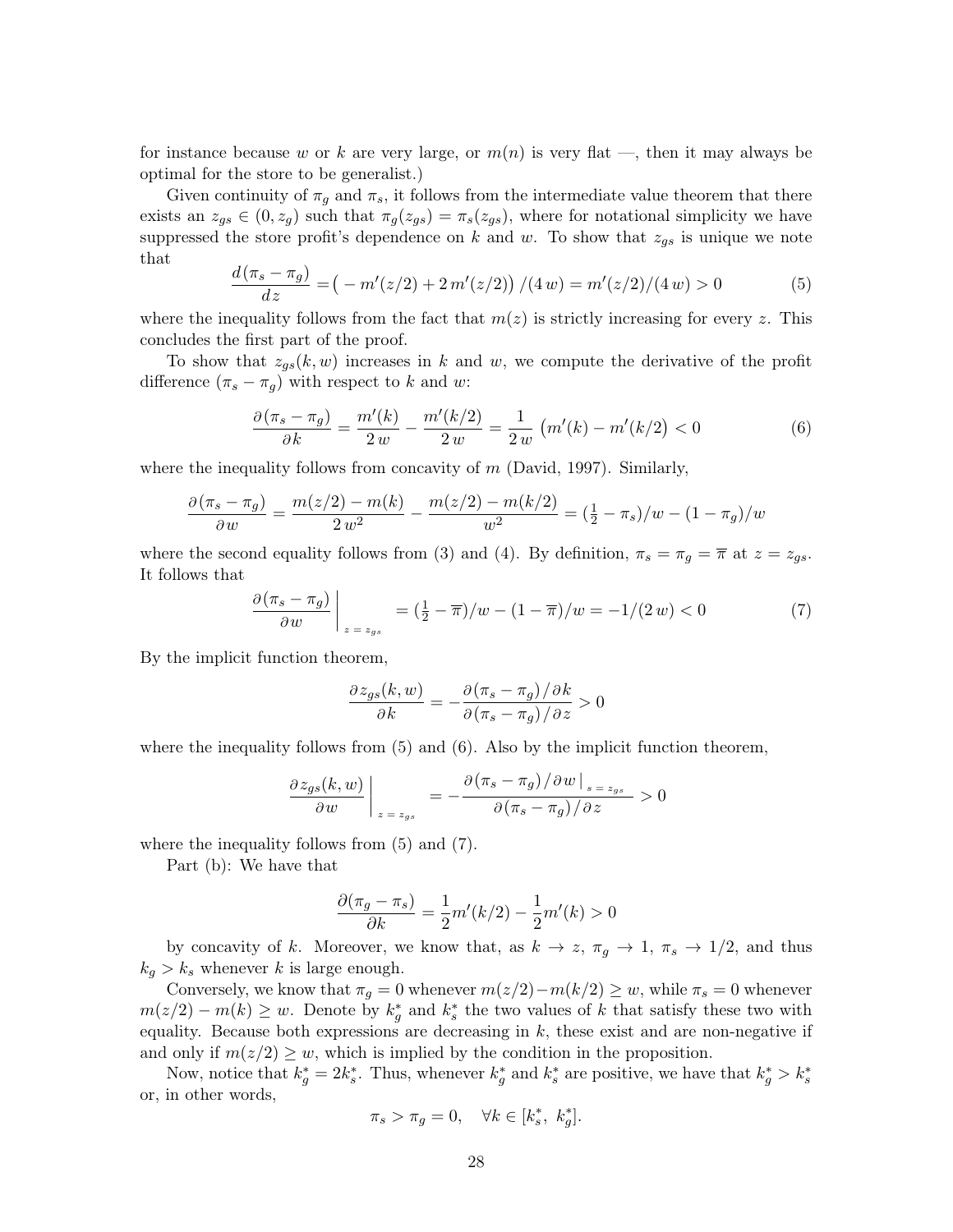for instance because $w$ or $k$ are very large, or $m(n)$ is very flat —, then it may always be optimal for the store to be generalist.)

Given continuity of $\pi_g$ and $\pi_s$, it follows from the intermediate value theorem that there exists an $z_{gs} \in (0, z_g)$ such that $\pi_g(z_{gs}) = \pi_s(z_{gs})$, where for notational simplicity we have suppressed the store profit's dependence on $k$ and $w$. To show that $z_{gs}$ is unique we note that

$$\frac{d(\pi_s - \pi_g)}{dz} = \big( - m'(z/2) + 2\, m'(z/2)\big) \,/(4\, w) = m'(z/2)/(4\, w) > 0 \tag{5}$$

where the inequality follows from the fact that $m(z)$ is strictly increasing for every $z$. This concludes the first part of the proof.

To show that $z_{gs}(k, w)$ increases in $k$ and $w$, we compute the derivative of the profit difference $(\pi_s - \pi_g)$ with respect to $k$ and $w$:

$$\frac{\partial(\pi_s - \pi_g)}{\partial k} = \frac{m'(k)}{2\, w} - \frac{m'(k/2)}{2\, w} = \frac{1}{2\, w}\,\big(m'(k) - m'(k/2)\big) < 0 \tag{6}$$

where the inequality follows from concavity of $m$ (David, 1997). Similarly,

$$\frac{\partial(\pi_s - \pi_g)}{\partial w} = \frac{m(z/2) - m(k)}{2\, w^2} - \frac{m(z/2) - m(k/2)}{w^2} = (\tfrac{1}{2} - \pi_s)/w - (1 - \pi_g)/w$$

where the second equality follows from (3) and (4). By definition, $\pi_s = \pi_g = \overline{\pi}$ at $z = z_{gs}$. It follows that

$$\left.\frac{\partial(\pi_s - \pi_g)}{\partial w}\right|_{z\,=\,z_{gs}} = (\tfrac{1}{2} - \overline{\pi})/w - (1 - \overline{\pi})/w = -1/(2\, w) < 0 \tag{7}$$

By the implicit function theorem,

$$\frac{\partial\, z_{gs}(k, w)}{\partial k} = -\frac{\partial(\pi_s - \pi_g)\,/\,\partial k}{\partial(\pi_s - \pi_g)\,/\,\partial z} > 0$$

where the inequality follows from (5) and (6). Also by the implicit function theorem,

$$\left.\frac{\partial\, z_{gs}(k, w)}{\partial w}\right|_{z\,=\,z_{gs}} = -\frac{\partial(\pi_s - \pi_g)\,/\,\partial w\,\big|_{s\,=\,z_{gs}}}{\partial(\pi_s - \pi_g)\,/\,\partial z} > 0$$

where the inequality follows from (5) and (7).

Part (b): We have that

$$\frac{\partial(\pi_g - \pi_s)}{\partial k} = \frac{1}{2} m'(k/2) - \frac{1}{2} m'(k) > 0$$

by concavity of $k$. Moreover, we know that, as $k \to z$, $\pi_g \to 1$, $\pi_s \to 1/2$, and thus $k_g > k_s$ whenever $k$ is large enough.

Conversely, we know that $\pi_g = 0$ whenever $m(z/2) - m(k/2) \geq w$, while $\pi_s = 0$ whenever $m(z/2) - m(k) \geq w$. Denote by $k_g^*$ and $k_s^*$ the two values of $k$ that satisfy these two with equality. Because both expressions are decreasing in $k$, these exist and are non-negative if and only if $m(z/2) \geq w$, which is implied by the condition in the proposition.

Now, notice that $k_g^* = 2k_s^*$. Thus, whenever $k_g^*$ and $k_s^*$ are positive, we have that $k_g^* > k_s^*$ or, in other words,

$$\pi_s > \pi_g = 0, \quad \forall k \in [k_s^*,\ k_g^*].$$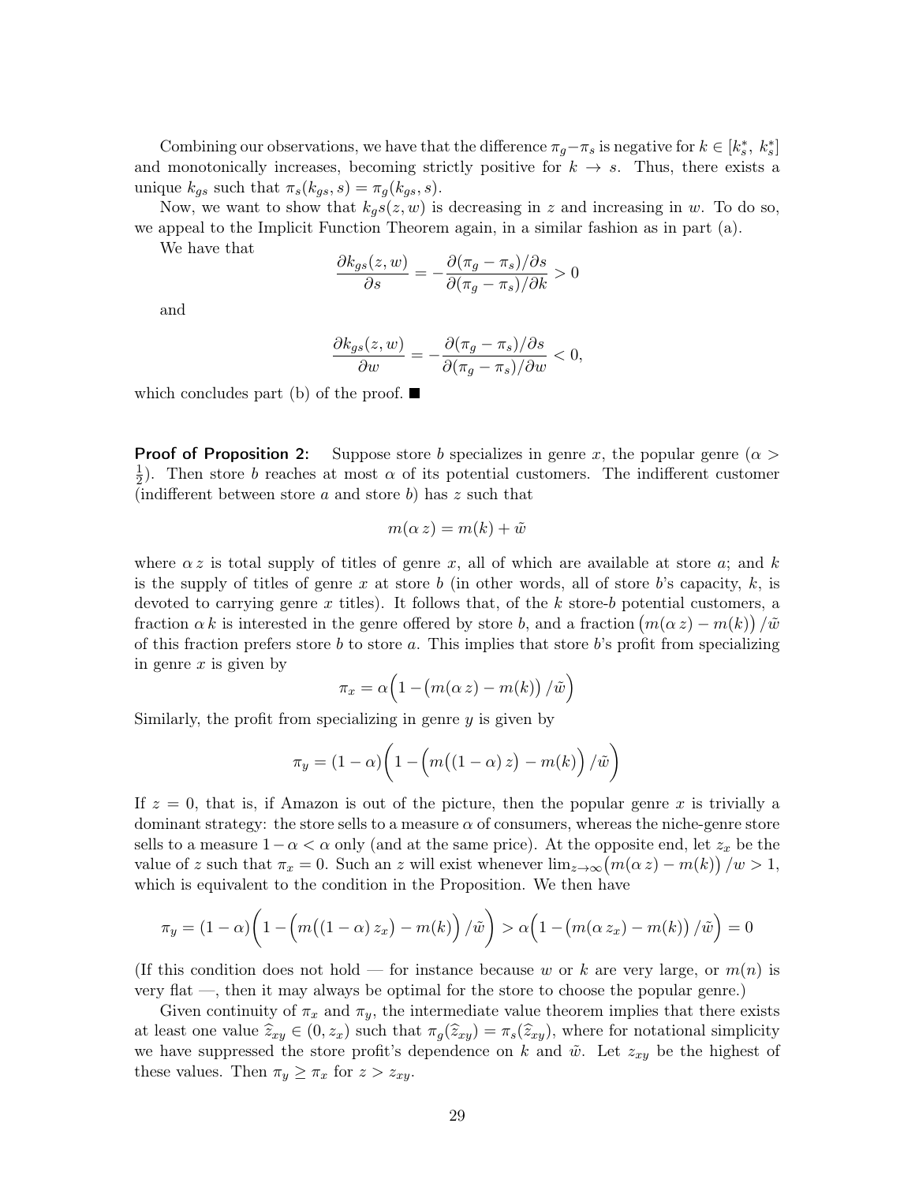Combining our observations, we have that the difference $\pi_g - \pi_s$ is negative for $k \in [k_s^*,\ k_s^*]$ and monotonically increases, becoming strictly positive for $k \to s$. Thus, there exists a unique $k_{gs}$ such that $\pi_s(k_{gs}, s) = \pi_g(k_{gs}, s)$.

Now, we want to show that $k_g s(z, w)$ is decreasing in $z$ and increasing in $w$. To do so, we appeal to the Implicit Function Theorem again, in a similar fashion as in part (a).

We have that

$$\frac{\partial k_{gs}(z,w)}{\partial s} = -\frac{\partial(\pi_g - \pi_s)/\partial s}{\partial(\pi_g - \pi_s)/\partial k} > 0$$

and

$$\frac{\partial k_{gs}(z,w)}{\partial w} = -\frac{\partial(\pi_g - \pi_s)/\partial s}{\partial(\pi_g - \pi_s)/\partial w} < 0,$$

which concludes part (b) of the proof. ■

**Proof of Proposition 2:** Suppose store $b$ specializes in genre $x$, the popular genre ($\alpha > \frac{1}{2}$). Then store $b$ reaches at most $\alpha$ of its potential customers. The indifferent customer (indifferent between store $a$ and store $b$) has $z$ such that

$$m(\alpha\, z) = m(k) + \tilde{w}$$

where $\alpha\, z$ is total supply of titles of genre $x$, all of which are available at store $a$; and $k$ is the supply of titles of genre $x$ at store $b$ (in other words, all of store $b$'s capacity, $k$, is devoted to carrying genre $x$ titles). It follows that, of the $k$ store-$b$ potential customers, a fraction $\alpha\, k$ is interested in the genre offered by store $b$, and a fraction $\big(m(\alpha\, z) - m(k)\big)\,/\tilde{w}$ of this fraction prefers store $b$ to store $a$. This implies that store $b$'s profit from specializing in genre $x$ is given by

$$\pi_x = \alpha\Big(1 - \big(m(\alpha\, z) - m(k)\big)\,/\tilde{w}\Big)$$

Similarly, the profit from specializing in genre $y$ is given by

$$\pi_y = (1-\alpha)\bigg(1 - \Big(m\big((1-\alpha)\, z\big) - m(k)\Big)\,/\tilde{w}\bigg)$$

If $z = 0$, that is, if Amazon is out of the picture, then the popular genre $x$ is trivially a dominant strategy: the store sells to a measure $\alpha$ of consumers, whereas the niche-genre store sells to a measure $1 - \alpha < \alpha$ only (and at the same price). At the opposite end, let $z_x$ be the value of $z$ such that $\pi_x = 0$. Such an $z$ will exist whenever $\lim_{z\to\infty}\big(m(\alpha\, z) - m(k)\big)\,/w > 1$, which is equivalent to the condition in the Proposition. We then have

$$\pi_y = (1-\alpha)\bigg(1 - \Big(m\big((1-\alpha)\, z_x\big) - m(k)\Big)\,/\tilde{w}\bigg) > \alpha\Big(1 - \big(m(\alpha\, z_x) - m(k)\big)\,/\tilde{w}\Big) = 0$$

(If this condition does not hold — for instance because $w$ or $k$ are very large, or $m(n)$ is very flat —, then it may always be optimal for the store to choose the popular genre.)

Given continuity of $\pi_x$ and $\pi_y$, the intermediate value theorem implies that there exists at least one value $\widehat{z}_{xy} \in (0, z_x)$ such that $\pi_g(\widehat{z}_{xy}) = \pi_s(\widehat{z}_{xy})$, where for notational simplicity we have suppressed the store profit's dependence on $k$ and $\tilde{w}$. Let $z_{xy}$ be the highest of these values. Then $\pi_y \geq \pi_x$ for $z > z_{xy}$.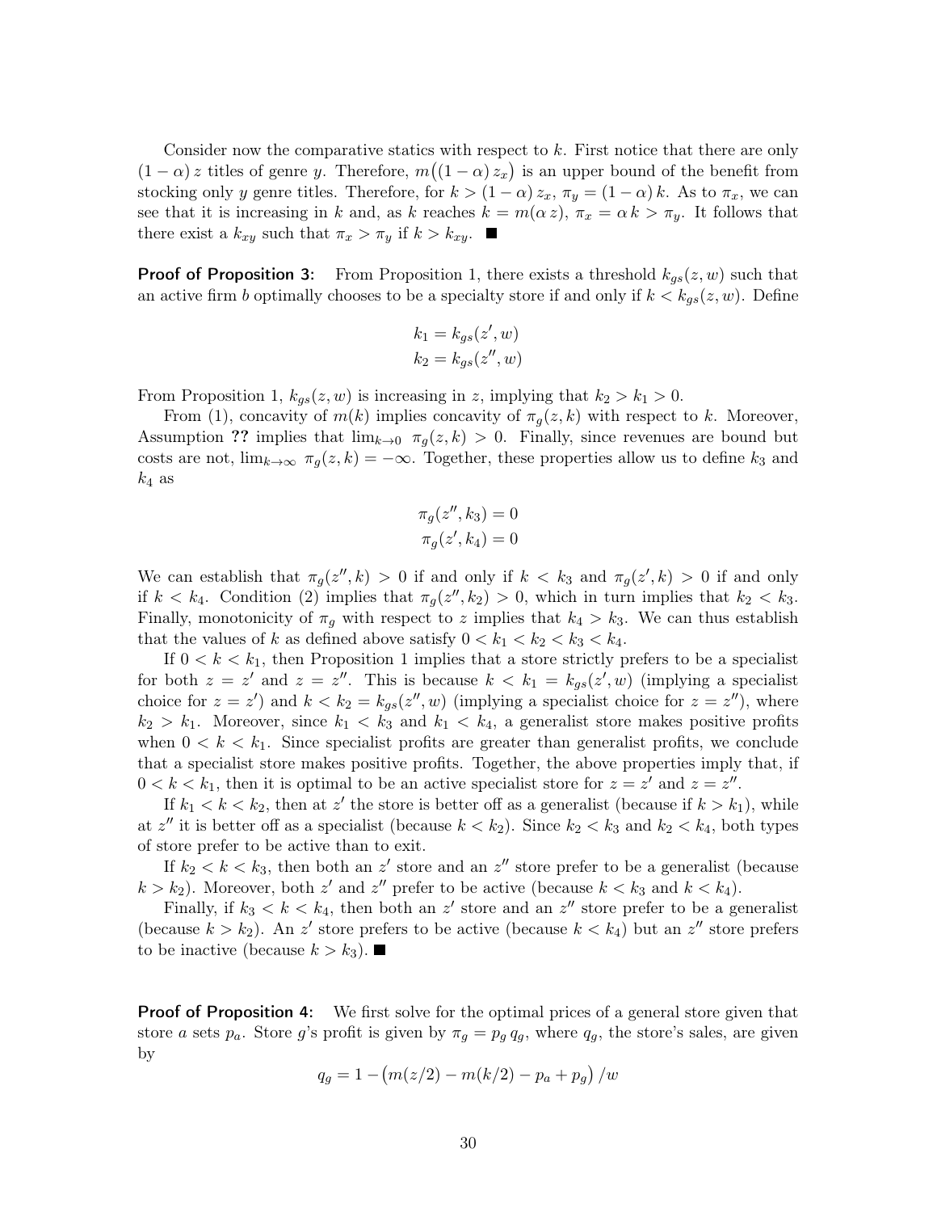Consider now the comparative statics with respect to $k$. First notice that there are only $(1-\alpha)\,z$ titles of genre $y$. Therefore, $m\big((1-\alpha)\,z_x\big)$ is an upper bound of the benefit from stocking only $y$ genre titles. Therefore, for $k > (1-\alpha)\,z_x$, $\pi_y = (1-\alpha)\,k$. As to $\pi_x$, we can see that it is increasing in $k$ and, as $k$ reaches $k = m(\alpha\,z)$, $\pi_x = \alpha\,k > \pi_y$. It follows that there exist a $k_{xy}$ such that $\pi_x > \pi_y$ if $k > k_{xy}$. ■

**Proof of Proposition 3:** From Proposition 1, there exists a threshold $k_{gs}(z,w)$ such that an active firm $b$ optimally chooses to be a specialty store if and only if $k < k_{gs}(z,w)$. Define

$$k_1 = k_{gs}(z',w)$$
$$k_2 = k_{gs}(z'',w)$$

From Proposition 1, $k_{gs}(z,w)$ is increasing in $z$, implying that $k_2 > k_1 > 0$.

From (1), concavity of $m(k)$ implies concavity of $\pi_g(z,k)$ with respect to $k$. Moreover, Assumption **??** implies that $\lim_{k\to 0}\ \pi_g(z,k) > 0$. Finally, since revenues are bound but costs are not, $\lim_{k\to\infty}\ \pi_g(z,k) = -\infty$. Together, these properties allow us to define $k_3$ and $k_4$ as

$$\pi_g(z'',k_3) = 0$$
$$\pi_g(z',k_4) = 0$$

We can establish that $\pi_g(z'',k) > 0$ if and only if $k < k_3$ and $\pi_g(z',k) > 0$ if and only if $k < k_4$. Condition (2) implies that $\pi_g(z'',k_2) > 0$, which in turn implies that $k_2 < k_3$. Finally, monotonicity of $\pi_g$ with respect to $z$ implies that $k_4 > k_3$. We can thus establish that the values of $k$ as defined above satisfy $0 < k_1 < k_2 < k_3 < k_4$.

If $0 < k < k_1$, then Proposition 1 implies that a store strictly prefers to be a specialist for both $z = z'$ and $z = z''$. This is because $k < k_1 = k_{gs}(z',w)$ (implying a specialist choice for $z = z'$) and $k < k_2 = k_{gs}(z'',w)$ (implying a specialist choice for $z = z''$), where $k_2 > k_1$. Moreover, since $k_1 < k_3$ and $k_1 < k_4$, a generalist store makes positive profits when $0 < k < k_1$. Since specialist profits are greater than generalist profits, we conclude that a specialist store makes positive profits. Together, the above properties imply that, if $0 < k < k_1$, then it is optimal to be an active specialist store for $z = z'$ and $z = z''$.

If $k_1 < k < k_2$, then at $z'$ the store is better off as a generalist (because if $k > k_1$), while at $z''$ it is better off as a specialist (because $k < k_2$). Since $k_2 < k_3$ and $k_2 < k_4$, both types of store prefer to be active than to exit.

If $k_2 < k < k_3$, then both an $z'$ store and an $z''$ store prefer to be a generalist (because $k > k_2$). Moreover, both $z'$ and $z''$ prefer to be active (because $k < k_3$ and $k < k_4$).

Finally, if $k_3 < k < k_4$, then both an $z'$ store and an $z''$ store prefer to be a generalist (because $k > k_2$). An $z'$ store prefers to be active (because $k < k_4$) but an $z''$ store prefers to be inactive (because $k > k_3$). ■

**Proof of Proposition 4:** We first solve for the optimal prices of a general store given that store $a$ sets $p_a$. Store $g$'s profit is given by $\pi_g = p_g\,q_g$, where $q_g$, the store's sales, are given by

$$q_g = 1 - \big(m(z/2) - m(k/2) - p_a + p_g\big)\,/w$$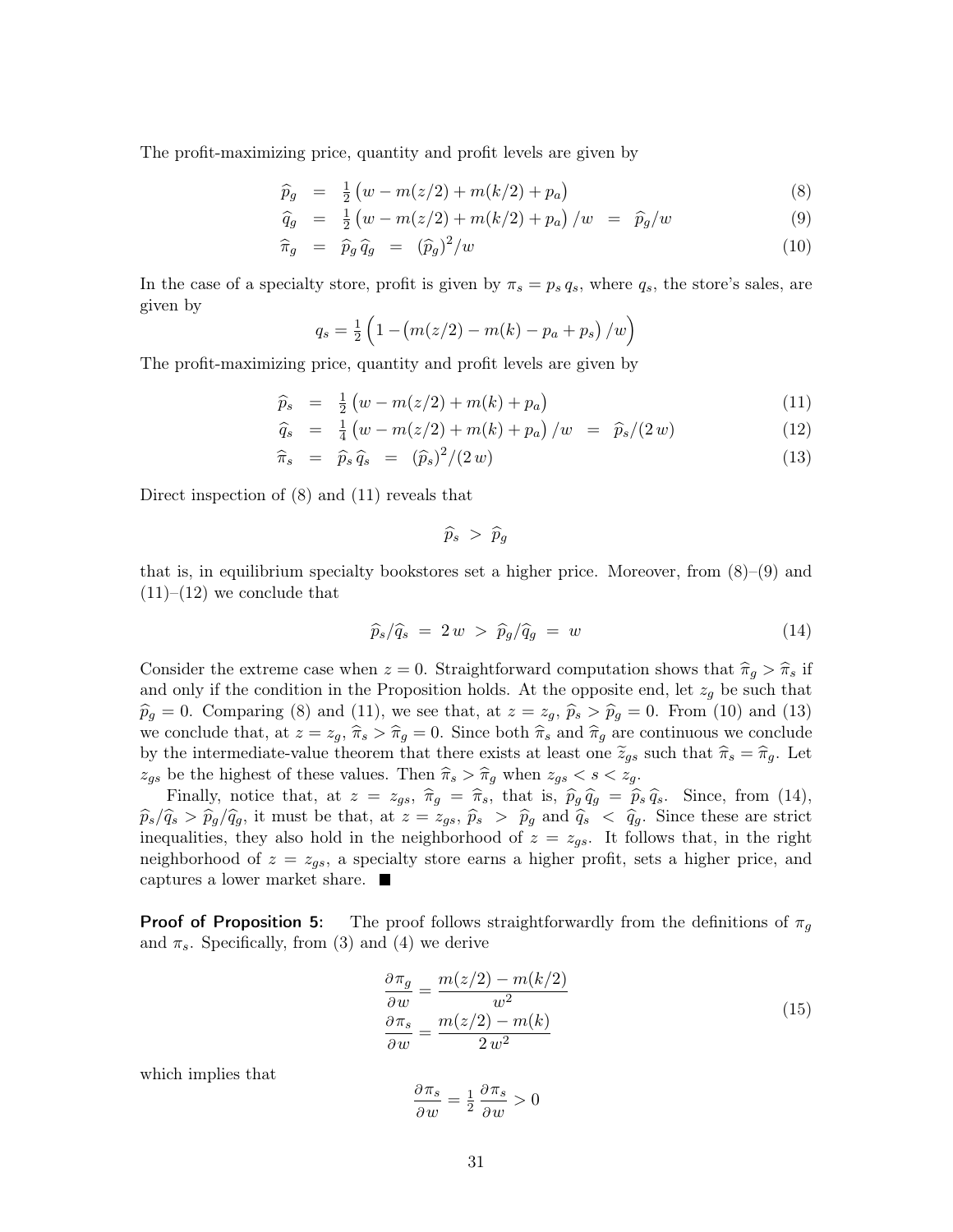The profit-maximizing price, quantity and profit levels are given by

$$\widehat{p}_g = \tfrac{1}{2}\big(w - m(z/2) + m(k/2) + p_a\big) \tag{8}$$

$$\widehat{q}_g = \tfrac{1}{2}\big(w - m(z/2) + m(k/2) + p_a\big)/w = \widehat{p}_g/w \tag{9}$$

$$\widehat{\pi}_g = \widehat{p}_g\,\widehat{q}_g = (\widehat{p}_g)^2/w \tag{10}$$

In the case of a specialty store, profit is given by $\pi_s = p_s\, q_s$, where $q_s$, the store's sales, are given by

$$q_s = \tfrac{1}{2}\Big(1 - \big(m(z/2) - m(k) - p_a + p_s\big)/w\Big)$$

The profit-maximizing price, quantity and profit levels are given by

$$\widehat{p}_s = \tfrac{1}{2}\big(w - m(z/2) + m(k) + p_a\big) \tag{11}$$

$$\widehat{q}_s = \tfrac{1}{4}\big(w - m(z/2) + m(k) + p_a\big)/w = \widehat{p}_s/(2\,w) \tag{12}$$

$$\widehat{\pi}_s = \widehat{p}_s\,\widehat{q}_s = (\widehat{p}_s)^2/(2\,w) \tag{13}$$

Direct inspection of (8) and (11) reveals that

$$\widehat{p}_s > \widehat{p}_g$$

that is, in equilibrium specialty bookstores set a higher price. Moreover, from (8)–(9) and (11)–(12) we conclude that

$$\widehat{p}_s/\widehat{q}_s = 2\,w > \widehat{p}_g/\widehat{q}_g = w \tag{14}$$

Consider the extreme case when $z = 0$. Straightforward computation shows that $\widehat{\pi}_g > \widehat{\pi}_s$ if and only if the condition in the Proposition holds. At the opposite end, let $z_g$ be such that $\widehat{p}_g = 0$. Comparing (8) and (11), we see that, at $z = z_g$, $\widehat{p}_s > \widehat{p}_g = 0$. From (10) and (13) we conclude that, at $z = z_g$, $\widehat{\pi}_s > \widehat{\pi}_g = 0$. Since both $\widehat{\pi}_s$ and $\widehat{\pi}_g$ are continuous we conclude by the intermediate-value theorem that there exists at least one $\widetilde{z}_{gs}$ such that $\widehat{\pi}_s = \widehat{\pi}_g$. Let $z_{gs}$ be the highest of these values. Then $\widehat{\pi}_s > \widehat{\pi}_g$ when $z_{gs} < s < z_g$.

Finally, notice that, at $z = z_{gs}$, $\widehat{\pi}_g = \widehat{\pi}_s$, that is, $\widehat{p}_g\,\widehat{q}_g = \widehat{p}_s\,\widehat{q}_s$. Since, from (14), $\widehat{p}_s/\widehat{q}_s > \widehat{p}_g/\widehat{q}_g$, it must be that, at $z = z_{gs}$, $\widehat{p}_s > \widehat{p}_g$ and $\widehat{q}_s < \widehat{q}_g$. Since these are strict inequalities, they also hold in the neighborhood of $z = z_{gs}$. It follows that, in the right neighborhood of $z = z_{gs}$, a specialty store earns a higher profit, sets a higher price, and captures a lower market share. ■

**Proof of Proposition 5:** The proof follows straightforwardly from the definitions of $\pi_g$ and $\pi_s$. Specifically, from (3) and (4) we derive

$$\begin{aligned}\frac{\partial \pi_g}{\partial w} &= \frac{m(z/2) - m(k/2)}{w^2} \\ \frac{\partial \pi_s}{\partial w} &= \frac{m(z/2) - m(k)}{2\,w^2}\end{aligned} \tag{15}$$

which implies that

$$\frac{\partial \pi_s}{\partial w} = \tfrac{1}{2}\,\frac{\partial \pi_s}{\partial w} > 0$$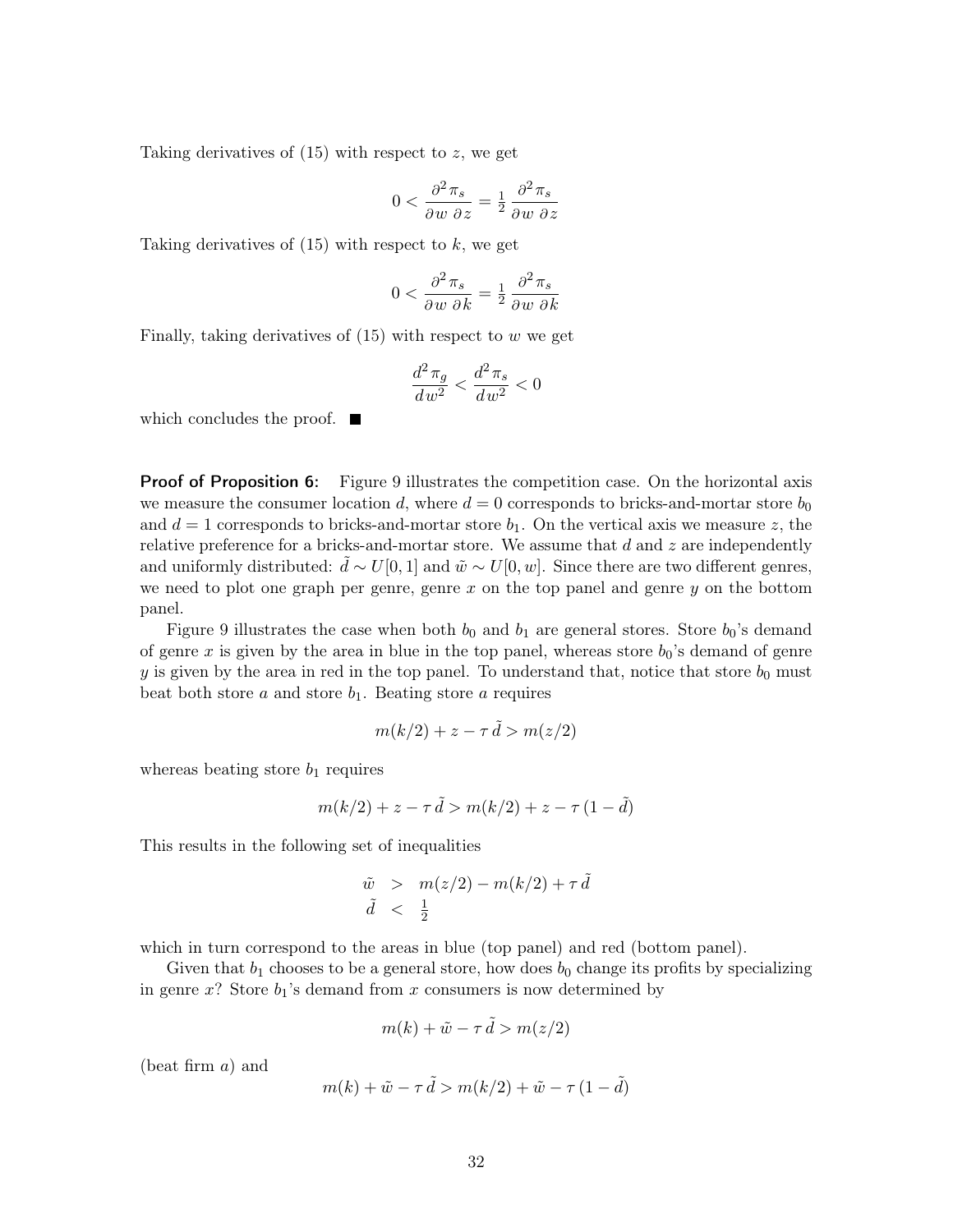Taking derivatives of (15) with respect to $z$, we get

$$0 < \frac{\partial^2 \pi_s}{\partial w \; \partial z} = \tfrac{1}{2} \, \frac{\partial^2 \pi_s}{\partial w \; \partial z}$$

Taking derivatives of (15) with respect to $k$, we get

$$0 < \frac{\partial^2 \pi_s}{\partial w \; \partial k} = \tfrac{1}{2} \, \frac{\partial^2 \pi_s}{\partial w \; \partial k}$$

Finally, taking derivatives of (15) with respect to $w$ we get

$$\frac{d^2 \pi_g}{d w^2} < \frac{d^2 \pi_s}{d w^2} < 0$$

which concludes the proof. ■

**Proof of Proposition 6:** Figure 9 illustrates the competition case. On the horizontal axis we measure the consumer location $d$, where $d = 0$ corresponds to bricks-and-mortar store $b_0$ and $d = 1$ corresponds to bricks-and-mortar store $b_1$. On the vertical axis we measure $z$, the relative preference for a bricks-and-mortar store. We assume that $d$ and $z$ are independently and uniformly distributed: $\tilde{d} \sim U[0, 1]$ and $\tilde{w} \sim U[0, w]$. Since there are two different genres, we need to plot one graph per genre, genre $x$ on the top panel and genre $y$ on the bottom panel.

Figure 9 illustrates the case when both $b_0$ and $b_1$ are general stores. Store $b_0$'s demand of genre $x$ is given by the area in blue in the top panel, whereas store $b_0$'s demand of genre $y$ is given by the area in red in the top panel. To understand that, notice that store $b_0$ must beat both store $a$ and store $b_1$. Beating store $a$ requires

$$m(k/2) + z - \tau \, \tilde{d} > m(z/2)$$

whereas beating store $b_1$ requires

$$m(k/2) + z - \tau \, \tilde{d} > m(k/2) + z - \tau \, (1 - \tilde{d})$$

This results in the following set of inequalities

$$\begin{array}{rcl} \tilde{w} & > & m(z/2) - m(k/2) + \tau \, \tilde{d} \\ \tilde{d} & < & \tfrac{1}{2} \end{array}$$

which in turn correspond to the areas in blue (top panel) and red (bottom panel).

Given that $b_1$ chooses to be a general store, how does $b_0$ change its profits by specializing in genre $x$? Store $b_1$'s demand from $x$ consumers is now determined by

$$m(k) + \tilde{w} - \tau \, \tilde{d} > m(z/2)$$

(beat firm $a$) and

$$m(k) + \tilde{w} - \tau \, \tilde{d} > m(k/2) + \tilde{w} - \tau \, (1 - \tilde{d})$$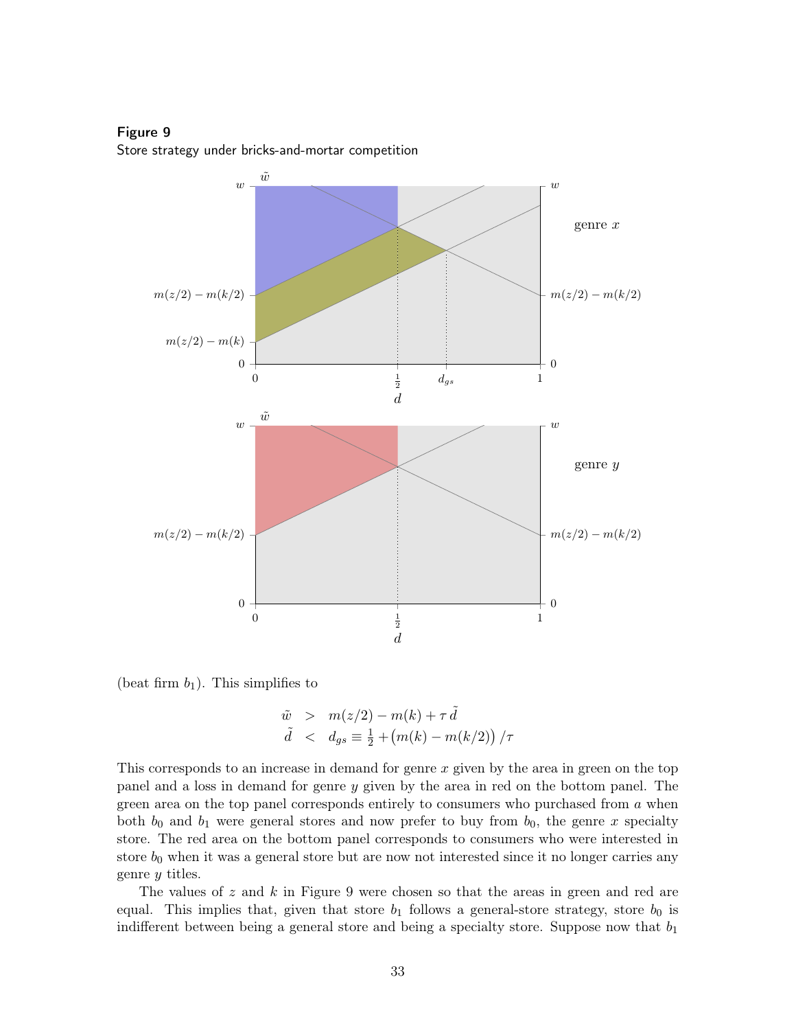**Figure 9**
Store strategy under bricks-and-mortar competition

(beat firm $b_1$). This simplifies to

$$
\begin{aligned}
\tilde{w} &> m(z/2) - m(k) + \tau \, \tilde{d} \\
\tilde{d} &< d_{gs} \equiv \tfrac{1}{2} + \big(m(k) - m(k/2)\big) / \tau
\end{aligned}
$$

This corresponds to an increase in demand for genre $x$ given by the area in green on the top panel and a loss in demand for genre $y$ given by the area in red on the bottom panel. The green area on the top panel corresponds entirely to consumers who purchased from $a$ when both $b_0$ and $b_1$ were general stores and now prefer to buy from $b_0$, the genre $x$ specialty store. The red area on the bottom panel corresponds to consumers who were interested in store $b_0$ when it was a general store but are now not interested since it no longer carries any genre $y$ titles.

The values of $z$ and $k$ in Figure 9 were chosen so that the areas in green and red are equal. This implies that, given that store $b_1$ follows a general-store strategy, store $b_0$ is indifferent between being a general store and being a specialty store. Suppose now that $b_1$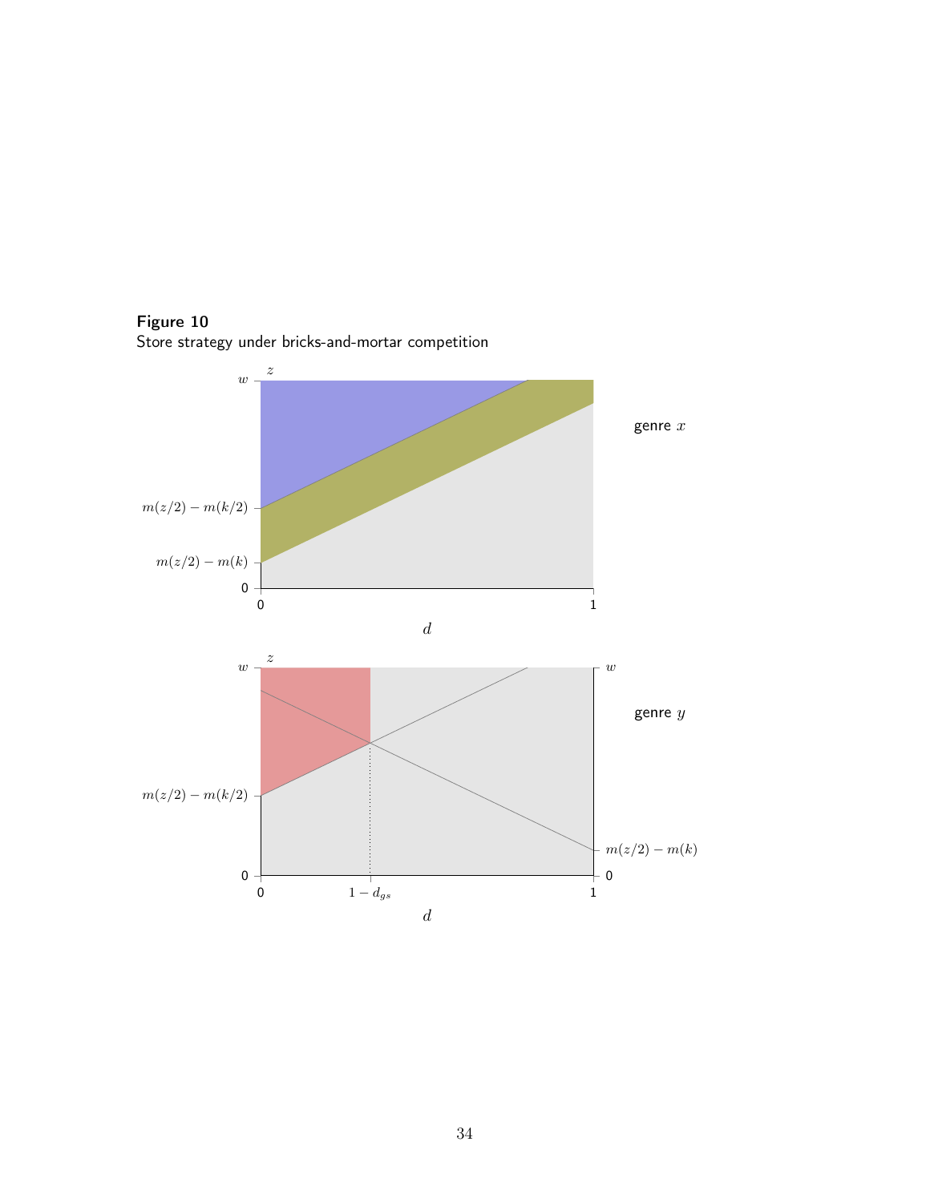**Figure 10**
Store strategy under bricks-and-mortar competition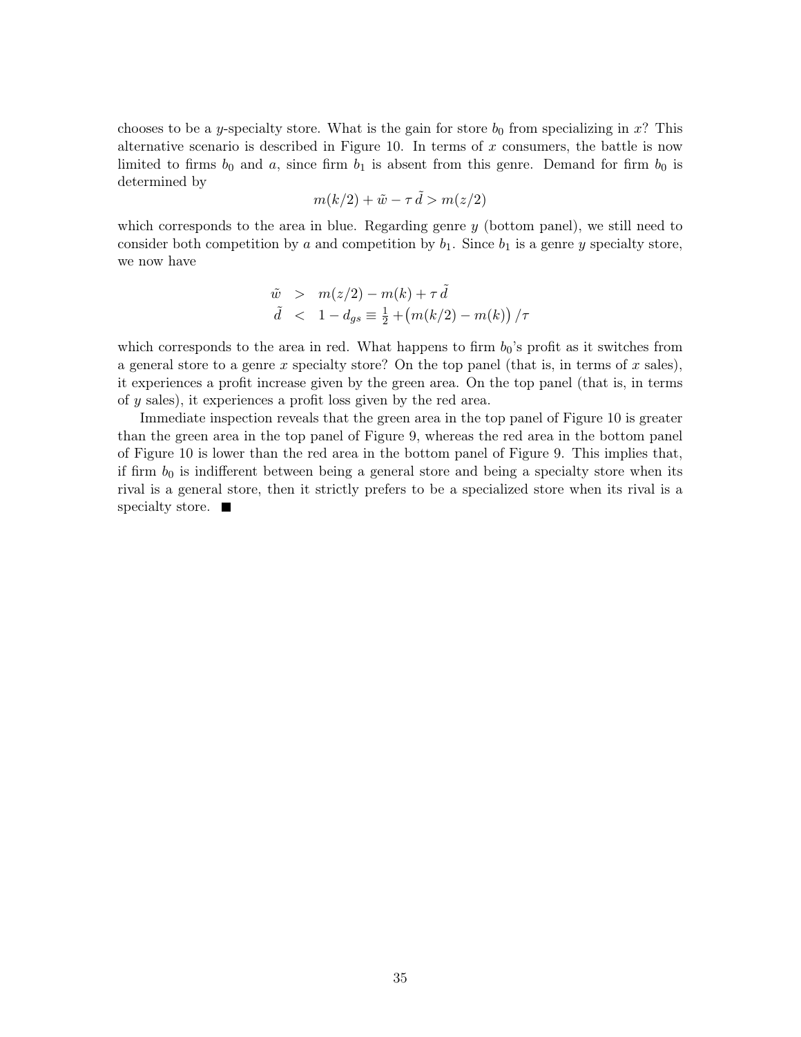chooses to be a $y$-specialty store. What is the gain for store $b_0$ from specializing in $x$? This alternative scenario is described in Figure 10. In terms of $x$ consumers, the battle is now limited to firms $b_0$ and $a$, since firm $b_1$ is absent from this genre. Demand for firm $b_0$ is determined by

$$m(k/2) + \tilde{w} - \tau\,\tilde{d} > m(z/2)$$

which corresponds to the area in blue. Regarding genre $y$ (bottom panel), we still need to consider both competition by $a$ and competition by $b_1$. Since $b_1$ is a genre $y$ specialty store, we now have

$$\begin{aligned} \tilde{w} &> m(z/2) - m(k) + \tau\,\tilde{d} \\ \tilde{d} &< 1 - d_{gs} \equiv \tfrac{1}{2} + \big(m(k/2) - m(k)\big)\,/\tau \end{aligned}$$

which corresponds to the area in red. What happens to firm $b_0$'s profit as it switches from a general store to a genre $x$ specialty store? On the top panel (that is, in terms of $x$ sales), it experiences a profit increase given by the green area. On the top panel (that is, in terms of $y$ sales), it experiences a profit loss given by the red area.

Immediate inspection reveals that the green area in the top panel of Figure 10 is greater than the green area in the top panel of Figure 9, whereas the red area in the bottom panel of Figure 10 is lower than the red area in the bottom panel of Figure 9. This implies that, if firm $b_0$ is indifferent between being a general store and being a specialty store when its rival is a general store, then it strictly prefers to be a specialized store when its rival is a specialty store. ■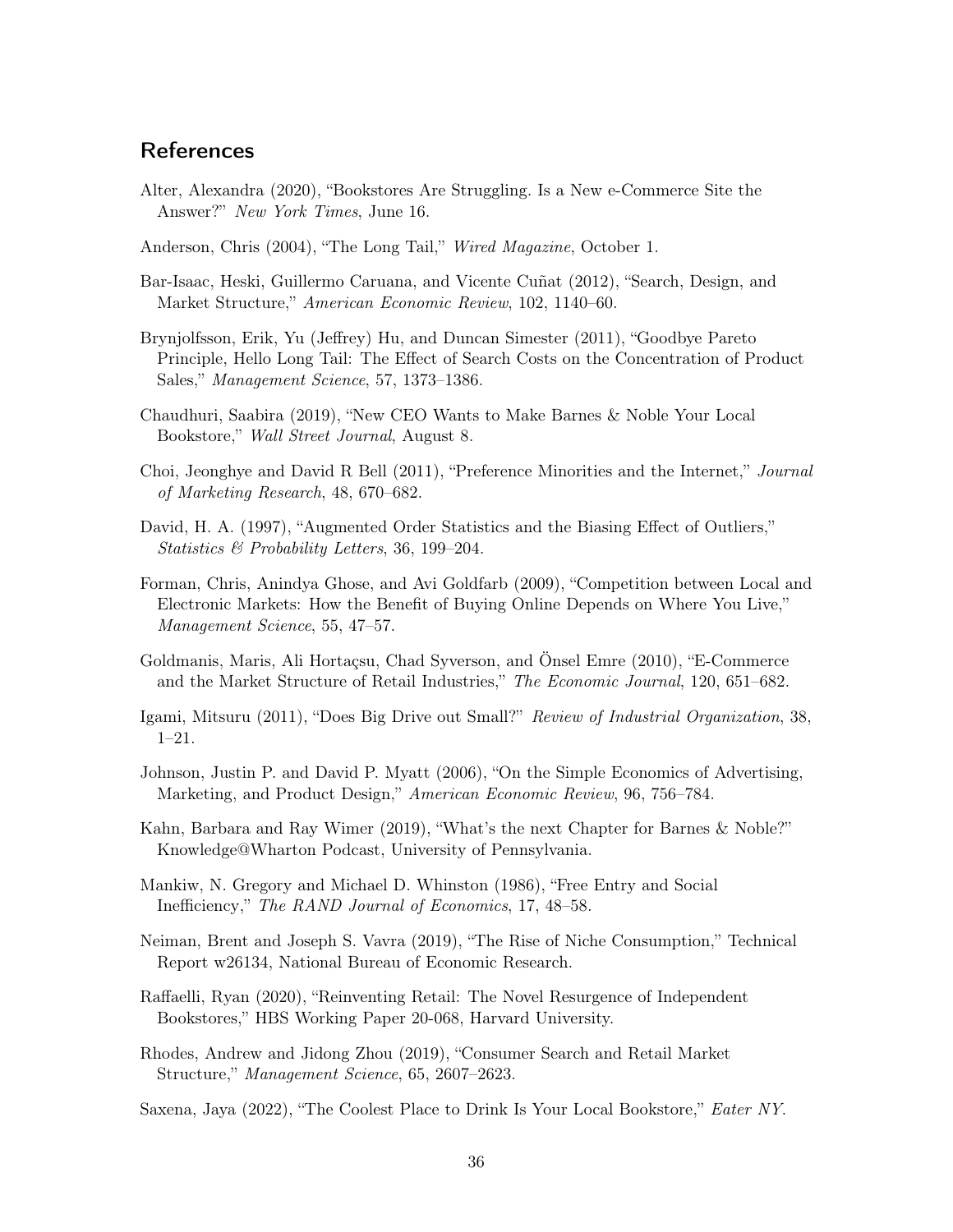## References

Alter, Alexandra (2020), "Bookstores Are Struggling. Is a New e-Commerce Site the Answer?" *New York Times*, June 16.

Anderson, Chris (2004), "The Long Tail," *Wired Magazine*, October 1.

Bar-Isaac, Heski, Guillermo Caruana, and Vicente Cuñat (2012), "Search, Design, and Market Structure," *American Economic Review*, 102, 1140–60.

Brynjolfsson, Erik, Yu (Jeffrey) Hu, and Duncan Simester (2011), "Goodbye Pareto Principle, Hello Long Tail: The Effect of Search Costs on the Concentration of Product Sales," *Management Science*, 57, 1373–1386.

Chaudhuri, Saabira (2019), "New CEO Wants to Make Barnes & Noble Your Local Bookstore," *Wall Street Journal*, August 8.

Choi, Jeonghye and David R Bell (2011), "Preference Minorities and the Internet," *Journal of Marketing Research*, 48, 670–682.

David, H. A. (1997), "Augmented Order Statistics and the Biasing Effect of Outliers," *Statistics & Probability Letters*, 36, 199–204.

Forman, Chris, Anindya Ghose, and Avi Goldfarb (2009), "Competition between Local and Electronic Markets: How the Benefit of Buying Online Depends on Where You Live," *Management Science*, 55, 47–57.

Goldmanis, Maris, Ali Hortaçsu, Chad Syverson, and Önsel Emre (2010), "E-Commerce and the Market Structure of Retail Industries," *The Economic Journal*, 120, 651–682.

Igami, Mitsuru (2011), "Does Big Drive out Small?" *Review of Industrial Organization*, 38, 1–21.

Johnson, Justin P. and David P. Myatt (2006), "On the Simple Economics of Advertising, Marketing, and Product Design," *American Economic Review*, 96, 756–784.

Kahn, Barbara and Ray Wimer (2019), "What's the next Chapter for Barnes & Noble?" Knowledge@Wharton Podcast, University of Pennsylvania.

Mankiw, N. Gregory and Michael D. Whinston (1986), "Free Entry and Social Inefficiency," *The RAND Journal of Economics*, 17, 48–58.

Neiman, Brent and Joseph S. Vavra (2019), "The Rise of Niche Consumption," Technical Report w26134, National Bureau of Economic Research.

Raffaelli, Ryan (2020), "Reinventing Retail: The Novel Resurgence of Independent Bookstores," HBS Working Paper 20-068, Harvard University.

Rhodes, Andrew and Jidong Zhou (2019), "Consumer Search and Retail Market Structure," *Management Science*, 65, 2607–2623.

Saxena, Jaya (2022), "The Coolest Place to Drink Is Your Local Bookstore," *Eater NY*.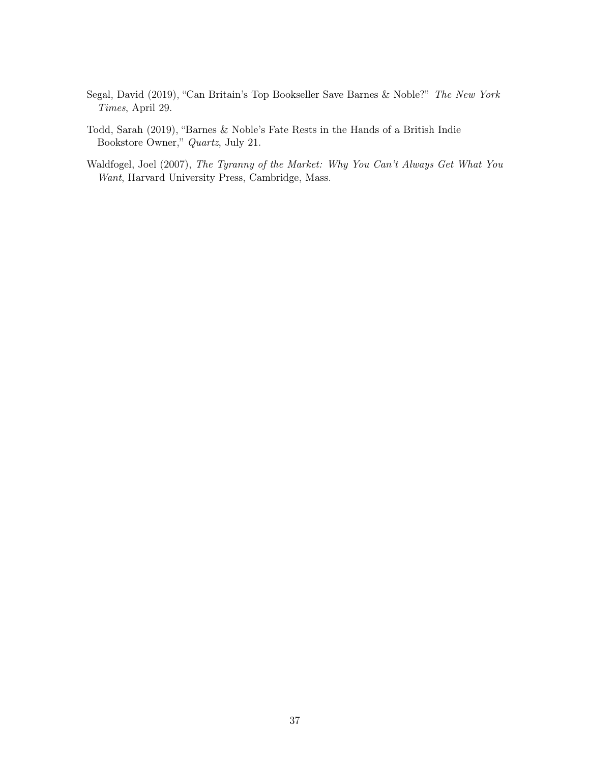Segal, David (2019), "Can Britain's Top Bookseller Save Barnes & Noble?" *The New York Times*, April 29.

Todd, Sarah (2019), "Barnes & Noble's Fate Rests in the Hands of a British Indie Bookstore Owner," *Quartz*, July 21.

Waldfogel, Joel (2007), *The Tyranny of the Market: Why You Can't Always Get What You Want*, Harvard University Press, Cambridge, Mass.